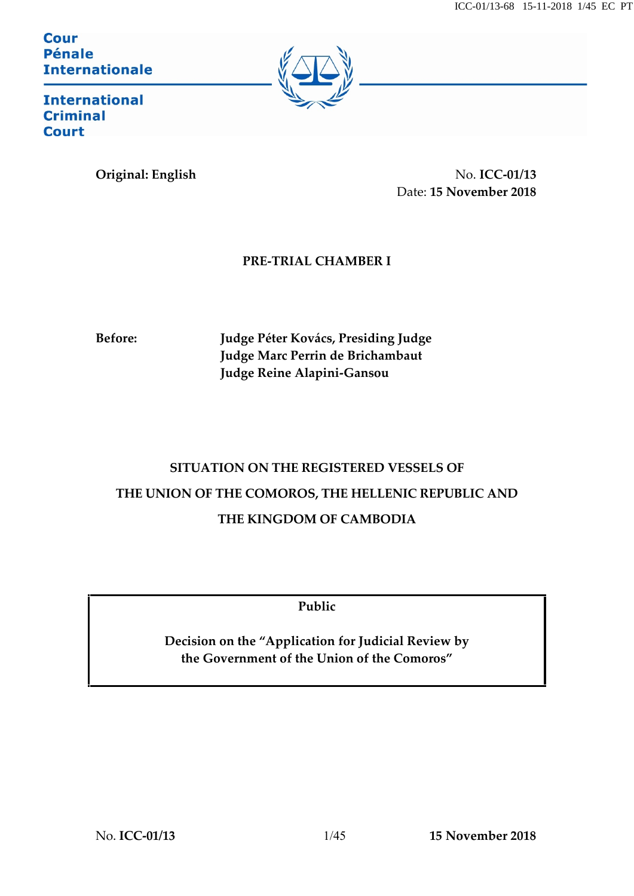Cour Pénale Internationale

International Criminal Court

**Original: English**

No. **ICC-01/13**
Date: **15 November 2018**

**PRE-TRIAL CHAMBER I**

**Before:** **Judge Péter Kovács, Presiding Judge**
**Judge Marc Perrin de Brichambaut**
**Judge Reine Alapini-Gansou**

**SITUATION ON THE REGISTERED VESSELS OF THE UNION OF THE COMOROS, THE HELLENIC REPUBLIC AND THE KINGDOM OF CAMBODIA**

**Public**

**Decision on the "Application for Judicial Review by the Government of the Union of the Comoros"**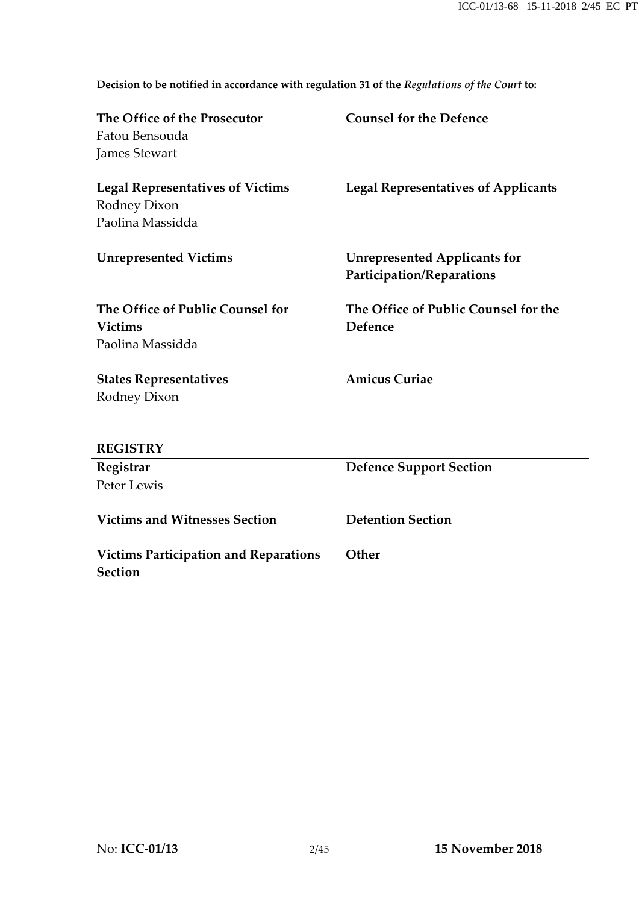**Decision to be notified in accordance with regulation 31 of the *Regulations of the Court* to:**

| | |
|---|---|
| **The Office of the Prosecutor**<br>Fatou Bensouda<br>James Stewart | **Counsel for the Defence** |
| **Legal Representatives of Victims**<br>Rodney Dixon<br>Paolina Massidda | **Legal Representatives of Applicants** |
| **Unrepresented Victims** | **Unrepresented Applicants for Participation/Reparations** |
| **The Office of Public Counsel for Victims**<br>Paolina Massidda | **The Office of Public Counsel for the Defence** |
| **States Representatives**<br>Rodney Dixon | **Amicus Curiae** |

**REGISTRY**

| | |
|---|---|
| **Registrar**<br>Peter Lewis | **Defence Support Section** |
| **Victims and Witnesses Section** | **Detention Section** |
| **Victims Participation and Reparations Section** | **Other** |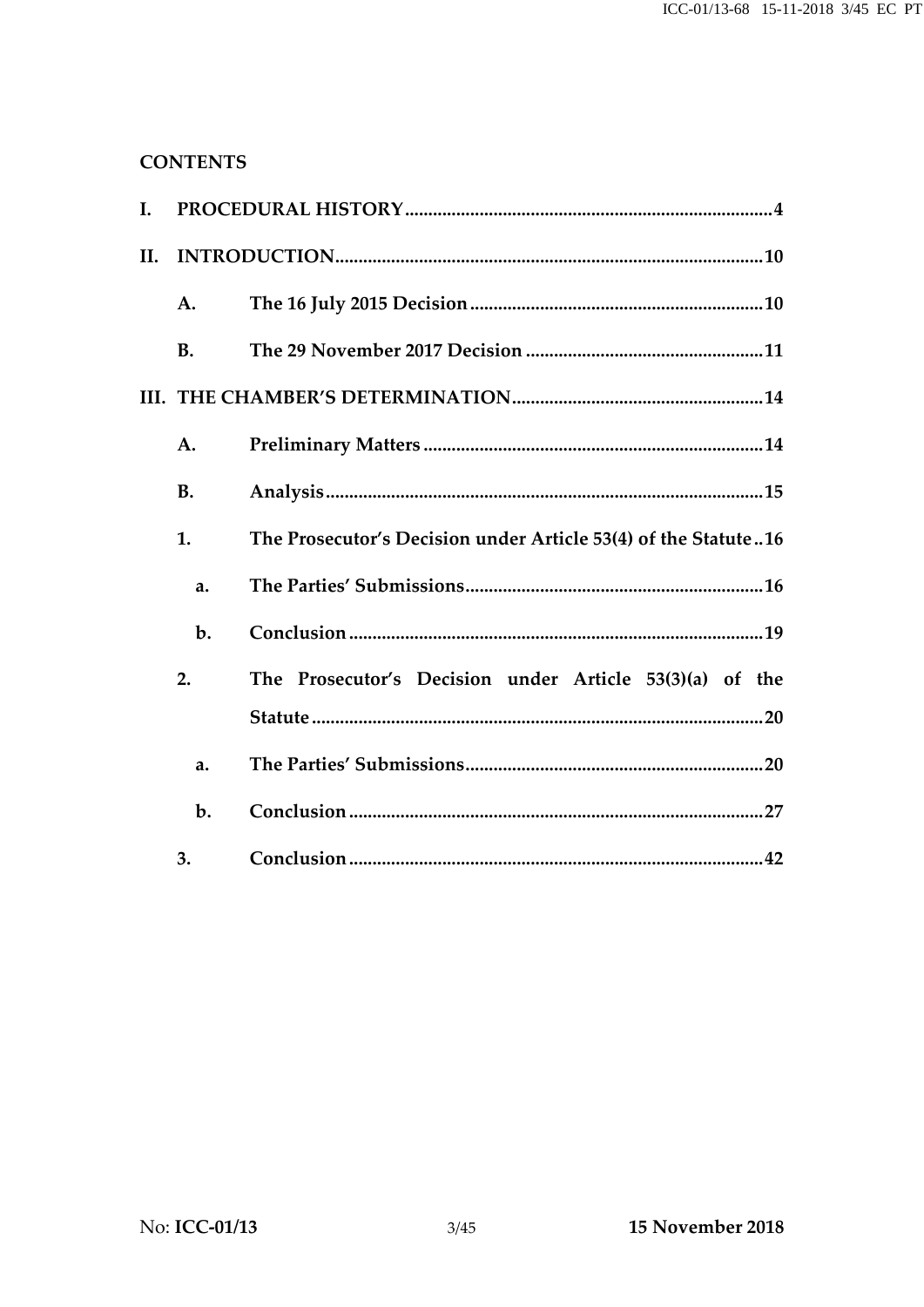## CONTENTS

I. PROCEDURAL HISTORY .......... 4

II. INTRODUCTION .......... 10

- A. The 16 July 2015 Decision .......... 10
- B. The 29 November 2017 Decision .......... 11

III. THE CHAMBER'S DETERMINATION .......... 14

- A. Preliminary Matters .......... 14
- B. Analysis .......... 15
  - 1. The Prosecutor's Decision under Article 53(4) of the Statute .......... 16
    - a. The Parties' Submissions .......... 16
    - b. Conclusion .......... 19
  - 2. The Prosecutor's Decision under Article 53(3)(a) of the Statute .......... 20
    - a. The Parties' Submissions .......... 20
    - b. Conclusion .......... 27
  - 3. Conclusion .......... 42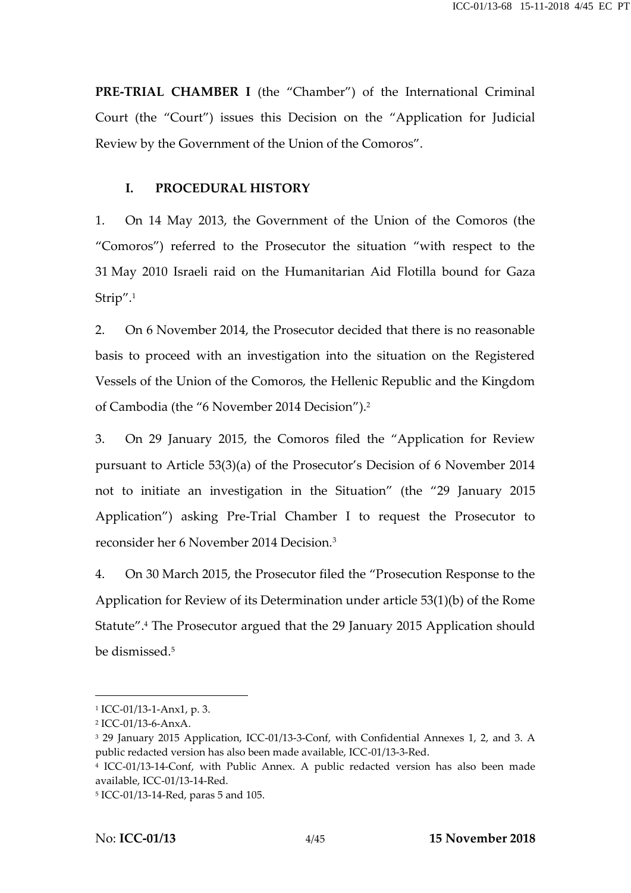**PRE-TRIAL CHAMBER I** (the "Chamber") of the International Criminal Court (the "Court") issues this Decision on the "Application for Judicial Review by the Government of the Union of the Comoros".

## I. PROCEDURAL HISTORY

1. On 14 May 2013, the Government of the Union of the Comoros (the "Comoros") referred to the Prosecutor the situation "with respect to the 31 May 2010 Israeli raid on the Humanitarian Aid Flotilla bound for Gaza Strip".[1]

2. On 6 November 2014, the Prosecutor decided that there is no reasonable basis to proceed with an investigation into the situation on the Registered Vessels of the Union of the Comoros, the Hellenic Republic and the Kingdom of Cambodia (the "6 November 2014 Decision").[2]

3. On 29 January 2015, the Comoros filed the "Application for Review pursuant to Article 53(3)(a) of the Prosecutor's Decision of 6 November 2014 not to initiate an investigation in the Situation" (the "29 January 2015 Application") asking Pre-Trial Chamber I to request the Prosecutor to reconsider her 6 November 2014 Decision.[3]

4. On 30 March 2015, the Prosecutor filed the "Prosecution Response to the Application for Review of its Determination under article 53(1)(b) of the Rome Statute".[4] The Prosecutor argued that the 29 January 2015 Application should be dismissed.[5]

---

[1] ICC-01/13-1-Anx1, p. 3.

[2] ICC-01/13-6-AnxA.

[3] 29 January 2015 Application, ICC-01/13-3-Conf, with Confidential Annexes 1, 2, and 3. A public redacted version has also been made available, ICC-01/13-3-Red.

[4] ICC-01/13-14-Conf, with Public Annex. A public redacted version has also been made available, ICC-01/13-14-Red.

[5] ICC-01/13-14-Red, paras 5 and 105.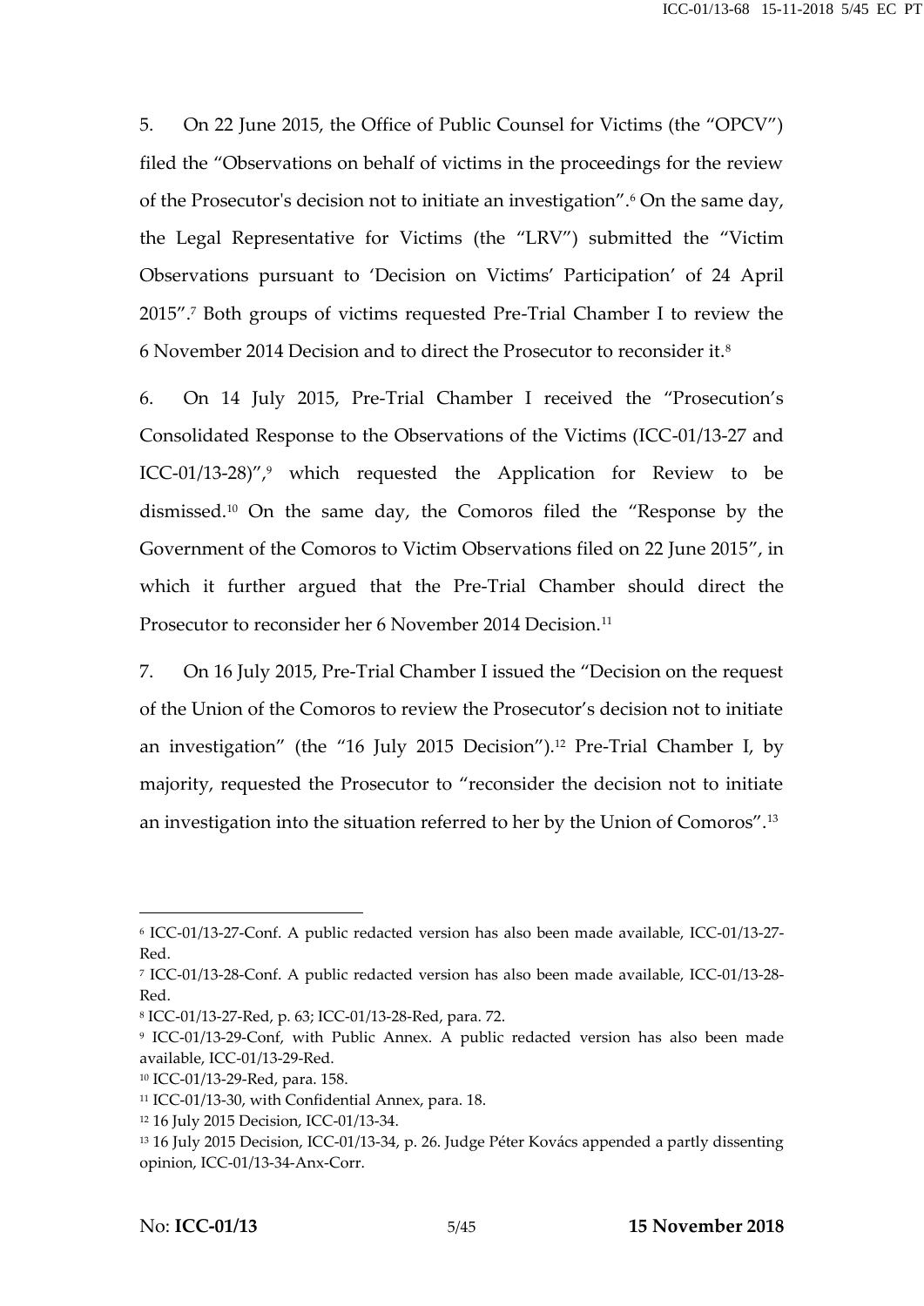5. On 22 June 2015, the Office of Public Counsel for Victims (the "OPCV") filed the "Observations on behalf of victims in the proceedings for the review of the Prosecutor's decision not to initiate an investigation".[6] On the same day, the Legal Representative for Victims (the "LRV") submitted the "Victim Observations pursuant to 'Decision on Victims' Participation' of 24 April 2015".[7] Both groups of victims requested Pre-Trial Chamber I to review the 6 November 2014 Decision and to direct the Prosecutor to reconsider it.[8]

6. On 14 July 2015, Pre-Trial Chamber I received the "Prosecution's Consolidated Response to the Observations of the Victims (ICC-01/13-27 and ICC-01/13-28)",[9] which requested the Application for Review to be dismissed.[10] On the same day, the Comoros filed the "Response by the Government of the Comoros to Victim Observations filed on 22 June 2015", in which it further argued that the Pre-Trial Chamber should direct the Prosecutor to reconsider her 6 November 2014 Decision.[11]

7. On 16 July 2015, Pre-Trial Chamber I issued the "Decision on the request of the Union of the Comoros to review the Prosecutor's decision not to initiate an investigation" (the "16 July 2015 Decision").[12] Pre-Trial Chamber I, by majority, requested the Prosecutor to "reconsider the decision not to initiate an investigation into the situation referred to her by the Union of Comoros".[13]

---

[6] ICC-01/13-27-Conf. A public redacted version has also been made available, ICC-01/13-27-Red.

[7] ICC-01/13-28-Conf. A public redacted version has also been made available, ICC-01/13-28-Red.

[8] ICC-01/13-27-Red, p. 63; ICC-01/13-28-Red, para. 72.

[9] ICC-01/13-29-Conf, with Public Annex. A public redacted version has also been made available, ICC-01/13-29-Red.

[10] ICC-01/13-29-Red, para. 158.

[11] ICC-01/13-30, with Confidential Annex, para. 18.

[12] 16 July 2015 Decision, ICC-01/13-34.

[13] 16 July 2015 Decision, ICC-01/13-34, p. 26. Judge Péter Kovács appended a partly dissenting opinion, ICC-01/13-34-Anx-Corr.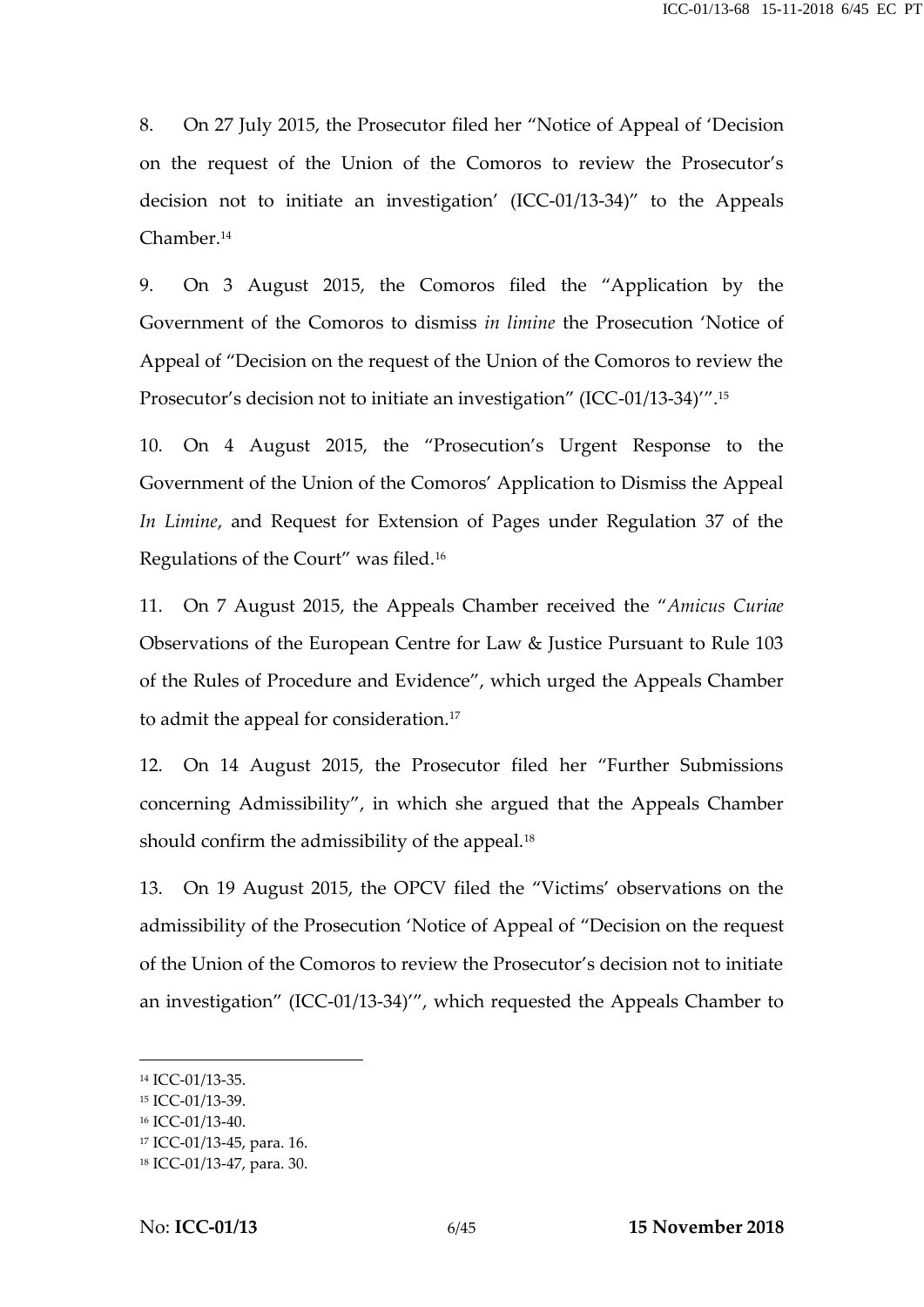8. On 27 July 2015, the Prosecutor filed her "Notice of Appeal of 'Decision on the request of the Union of the Comoros to review the Prosecutor's decision not to initiate an investigation' (ICC-01/13-34)" to the Appeals Chamber.[14]

9. On 3 August 2015, the Comoros filed the "Application by the Government of the Comoros to dismiss *in limine* the Prosecution 'Notice of Appeal of "Decision on the request of the Union of the Comoros to review the Prosecutor's decision not to initiate an investigation" (ICC-01/13-34)'".[15]

10. On 4 August 2015, the "Prosecution's Urgent Response to the Government of the Union of the Comoros' Application to Dismiss the Appeal *In Limine*, and Request for Extension of Pages under Regulation 37 of the Regulations of the Court" was filed.[16]

11. On 7 August 2015, the Appeals Chamber received the "*Amicus Curiae* Observations of the European Centre for Law & Justice Pursuant to Rule 103 of the Rules of Procedure and Evidence", which urged the Appeals Chamber to admit the appeal for consideration.[17]

12. On 14 August 2015, the Prosecutor filed her "Further Submissions concerning Admissibility", in which she argued that the Appeals Chamber should confirm the admissibility of the appeal.[18]

13. On 19 August 2015, the OPCV filed the "Victims' observations on the admissibility of the Prosecution 'Notice of Appeal of "Decision on the request of the Union of the Comoros to review the Prosecutor's decision not to initiate an investigation" (ICC-01/13-34)'", which requested the Appeals Chamber to

---

[14] ICC-01/13-35.

[15] ICC-01/13-39.

[16] ICC-01/13-40.

[17] ICC-01/13-45, para. 16.

[18] ICC-01/13-47, para. 30.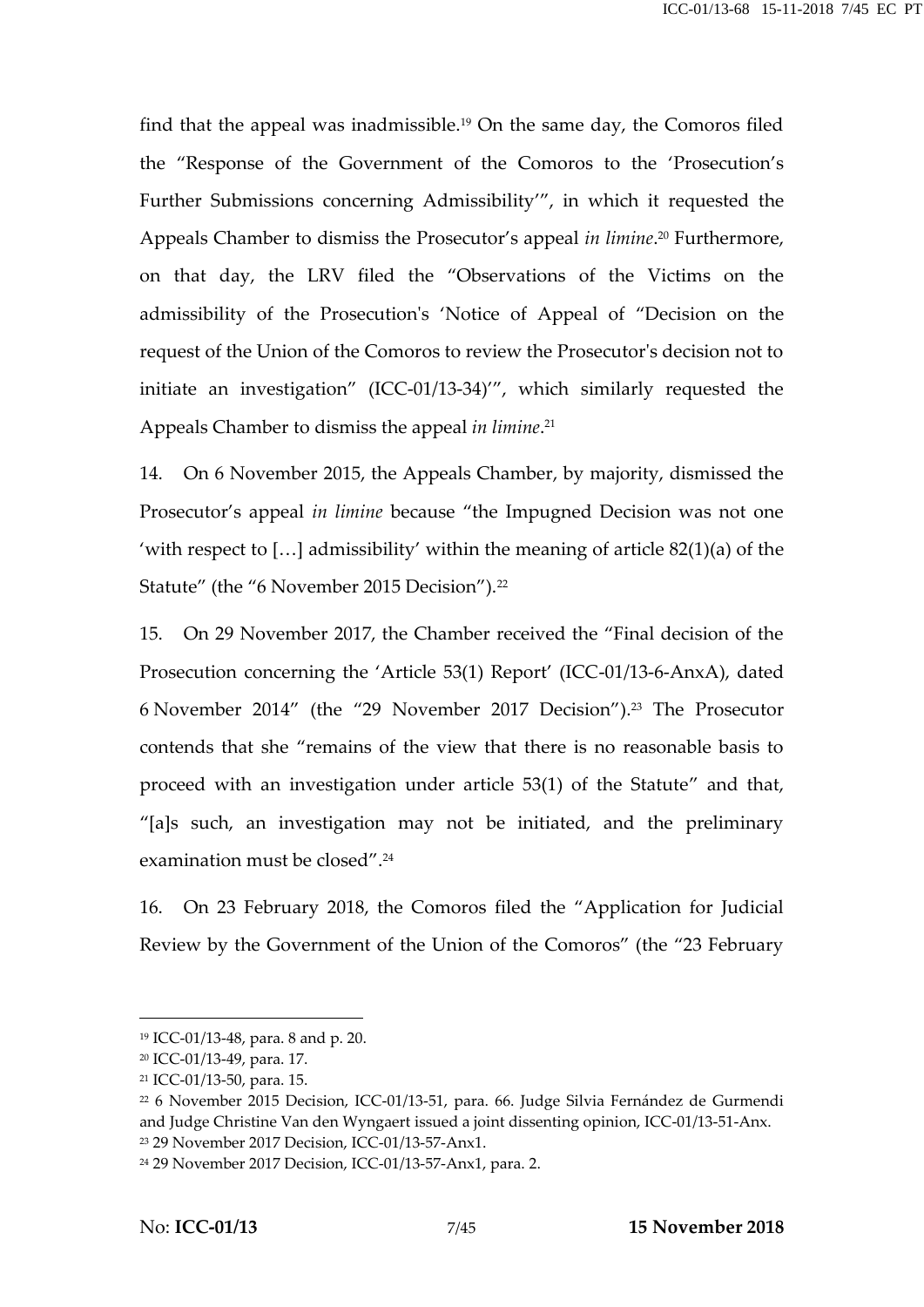find that the appeal was inadmissible.[19] On the same day, the Comoros filed the "Response of the Government of the Comoros to the 'Prosecution's Further Submissions concerning Admissibility'", in which it requested the Appeals Chamber to dismiss the Prosecutor's appeal *in limine*.[20] Furthermore, on that day, the LRV filed the "Observations of the Victims on the admissibility of the Prosecution's 'Notice of Appeal of "Decision on the request of the Union of the Comoros to review the Prosecutor's decision not to initiate an investigation" (ICC-01/13-34)'", which similarly requested the Appeals Chamber to dismiss the appeal *in limine*.[21]

14. On 6 November 2015, the Appeals Chamber, by majority, dismissed the Prosecutor's appeal *in limine* because "the Impugned Decision was not one 'with respect to […] admissibility' within the meaning of article 82(1)(a) of the Statute" (the "6 November 2015 Decision").[22]

15. On 29 November 2017, the Chamber received the "Final decision of the Prosecution concerning the 'Article 53(1) Report' (ICC-01/13-6-AnxA), dated 6 November 2014" (the "29 November 2017 Decision").[23] The Prosecutor contends that she "remains of the view that there is no reasonable basis to proceed with an investigation under article 53(1) of the Statute" and that, "[a]s such, an investigation may not be initiated, and the preliminary examination must be closed".[24]

16. On 23 February 2018, the Comoros filed the "Application for Judicial Review by the Government of the Union of the Comoros" (the "23 February

---

[19] ICC-01/13-48, para. 8 and p. 20.
[20] ICC-01/13-49, para. 17.
[21] ICC-01/13-50, para. 15.
[22] 6 November 2015 Decision, ICC-01/13-51, para. 66. Judge Silvia Fernández de Gurmendi and Judge Christine Van den Wyngaert issued a joint dissenting opinion, ICC-01/13-51-Anx.
[23] 29 November 2017 Decision, ICC-01/13-57-Anx1.
[24] 29 November 2017 Decision, ICC-01/13-57-Anx1, para. 2.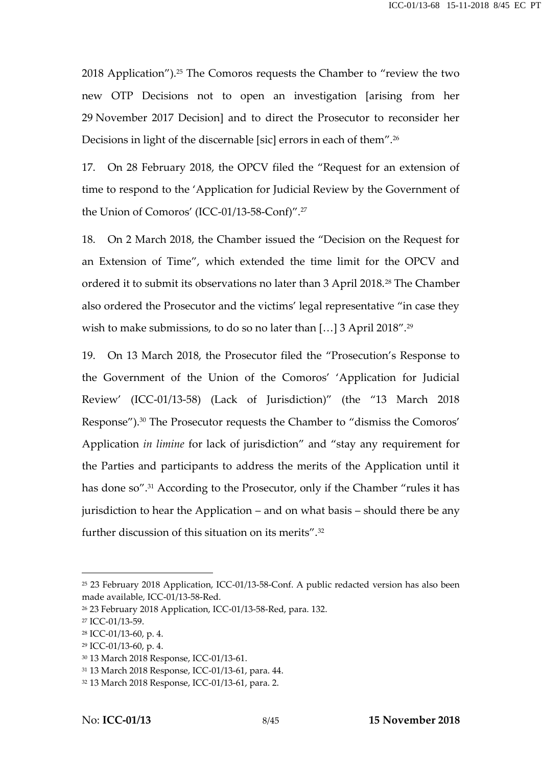2018 Application").[25] The Comoros requests the Chamber to "review the two new OTP Decisions not to open an investigation [arising from her 29 November 2017 Decision] and to direct the Prosecutor to reconsider her Decisions in light of the discernable [sic] errors in each of them".[26]

17. On 28 February 2018, the OPCV filed the "Request for an extension of time to respond to the 'Application for Judicial Review by the Government of the Union of Comoros' (ICC-01/13-58-Conf)".[27]

18. On 2 March 2018, the Chamber issued the "Decision on the Request for an Extension of Time", which extended the time limit for the OPCV and ordered it to submit its observations no later than 3 April 2018.[28] The Chamber also ordered the Prosecutor and the victims' legal representative "in case they wish to make submissions, to do so no later than […] 3 April 2018".[29]

19. On 13 March 2018, the Prosecutor filed the "Prosecution's Response to the Government of the Union of the Comoros' 'Application for Judicial Review' (ICC-01/13-58) (Lack of Jurisdiction)" (the "13 March 2018 Response").[30] The Prosecutor requests the Chamber to "dismiss the Comoros' Application *in limine* for lack of jurisdiction" and "stay any requirement for the Parties and participants to address the merits of the Application until it has done so".[31] According to the Prosecutor, only if the Chamber "rules it has jurisdiction to hear the Application – and on what basis – should there be any further discussion of this situation on its merits".[32]

---

[25] 23 February 2018 Application, ICC-01/13-58-Conf. A public redacted version has also been made available, ICC-01/13-58-Red.

[26] 23 February 2018 Application, ICC-01/13-58-Red, para. 132.

[27] ICC-01/13-59.

[28] ICC-01/13-60, p. 4.

[29] ICC-01/13-60, p. 4.

[30] 13 March 2018 Response, ICC-01/13-61.

[31] 13 March 2018 Response, ICC-01/13-61, para. 44.

[32] 13 March 2018 Response, ICC-01/13-61, para. 2.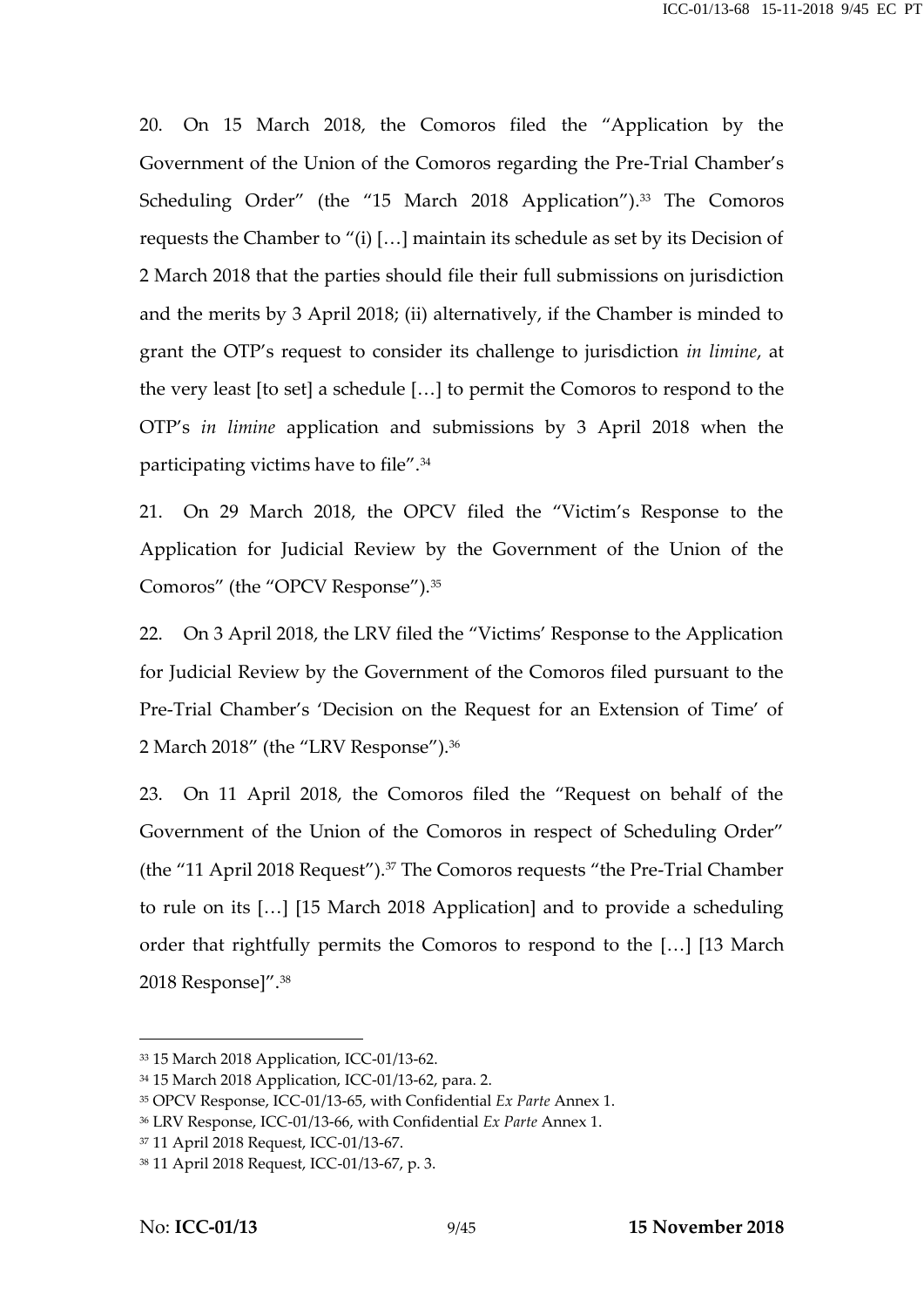20. On 15 March 2018, the Comoros filed the "Application by the Government of the Union of the Comoros regarding the Pre-Trial Chamber's Scheduling Order" (the "15 March 2018 Application").[33] The Comoros requests the Chamber to "(i) […] maintain its schedule as set by its Decision of 2 March 2018 that the parties should file their full submissions on jurisdiction and the merits by 3 April 2018; (ii) alternatively, if the Chamber is minded to grant the OTP's request to consider its challenge to jurisdiction *in limine*, at the very least [to set] a schedule […] to permit the Comoros to respond to the OTP's *in limine* application and submissions by 3 April 2018 when the participating victims have to file".[34]

21. On 29 March 2018, the OPCV filed the "Victim's Response to the Application for Judicial Review by the Government of the Union of the Comoros" (the "OPCV Response").[35]

22. On 3 April 2018, the LRV filed the "Victims' Response to the Application for Judicial Review by the Government of the Comoros filed pursuant to the Pre-Trial Chamber's 'Decision on the Request for an Extension of Time' of 2 March 2018" (the "LRV Response").[36]

23. On 11 April 2018, the Comoros filed the "Request on behalf of the Government of the Union of the Comoros in respect of Scheduling Order" (the "11 April 2018 Request").[37] The Comoros requests "the Pre-Trial Chamber to rule on its […] [15 March 2018 Application] and to provide a scheduling order that rightfully permits the Comoros to respond to the […] [13 March 2018 Response]".[38]

---

[33] 15 March 2018 Application, ICC-01/13-62.

[34] 15 March 2018 Application, ICC-01/13-62, para. 2.

[35] OPCV Response, ICC-01/13-65, with Confidential *Ex Parte* Annex 1.

[36] LRV Response, ICC-01/13-66, with Confidential *Ex Parte* Annex 1.

[37] 11 April 2018 Request, ICC-01/13-67.

[38] 11 April 2018 Request, ICC-01/13-67, p. 3.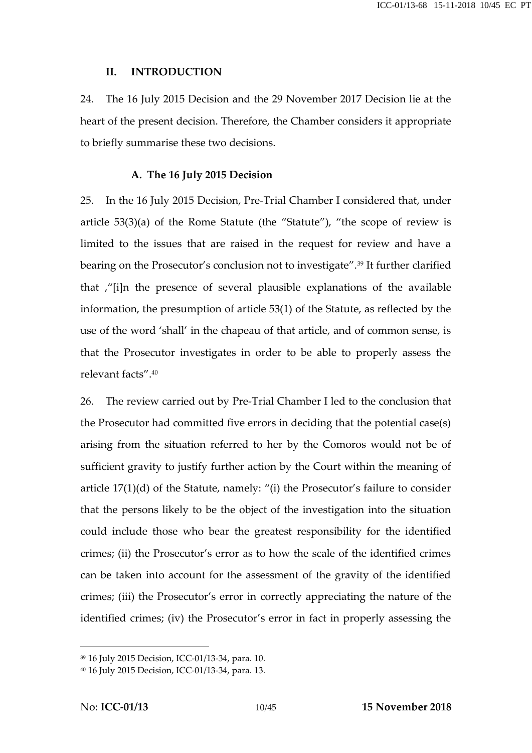## II. INTRODUCTION

24. The 16 July 2015 Decision and the 29 November 2017 Decision lie at the heart of the present decision. Therefore, the Chamber considers it appropriate to briefly summarise these two decisions.

### A. The 16 July 2015 Decision

25. In the 16 July 2015 Decision, Pre-Trial Chamber I considered that, under article 53(3)(a) of the Rome Statute (the "Statute"), "the scope of review is limited to the issues that are raised in the request for review and have a bearing on the Prosecutor's conclusion not to investigate".[39] It further clarified that ,"[i]n the presence of several plausible explanations of the available information, the presumption of article 53(1) of the Statute, as reflected by the use of the word 'shall' in the chapeau of that article, and of common sense, is that the Prosecutor investigates in order to be able to properly assess the relevant facts".[40]

26. The review carried out by Pre-Trial Chamber I led to the conclusion that the Prosecutor had committed five errors in deciding that the potential case(s) arising from the situation referred to her by the Comoros would not be of sufficient gravity to justify further action by the Court within the meaning of article 17(1)(d) of the Statute, namely: "(i) the Prosecutor's failure to consider that the persons likely to be the object of the investigation into the situation could include those who bear the greatest responsibility for the identified crimes; (ii) the Prosecutor's error as to how the scale of the identified crimes can be taken into account for the assessment of the gravity of the identified crimes; (iii) the Prosecutor's error in correctly appreciating the nature of the identified crimes; (iv) the Prosecutor's error in fact in properly assessing the

[39] 16 July 2015 Decision, ICC-01/13-34, para. 10.

[40] 16 July 2015 Decision, ICC-01/13-34, para. 13.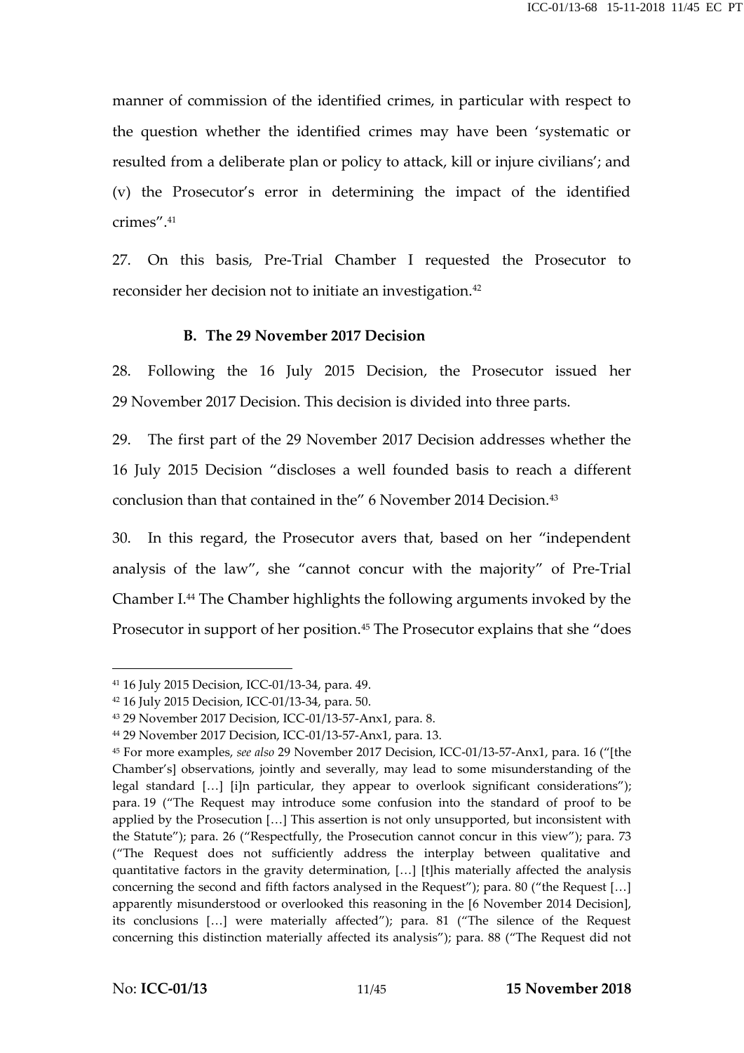manner of commission of the identified crimes, in particular with respect to the question whether the identified crimes may have been 'systematic or resulted from a deliberate plan or policy to attack, kill or injure civilians'; and (v) the Prosecutor's error in determining the impact of the identified crimes".[41]

27. On this basis, Pre-Trial Chamber I requested the Prosecutor to reconsider her decision not to initiate an investigation.[42]

### B. The 29 November 2017 Decision

28. Following the 16 July 2015 Decision, the Prosecutor issued her 29 November 2017 Decision. This decision is divided into three parts.

29. The first part of the 29 November 2017 Decision addresses whether the 16 July 2015 Decision "discloses a well founded basis to reach a different conclusion than that contained in the" 6 November 2014 Decision.[43]

30. In this regard, the Prosecutor avers that, based on her "independent analysis of the law", she "cannot concur with the majority" of Pre-Trial Chamber I.[44] The Chamber highlights the following arguments invoked by the Prosecutor in support of her position.[45] The Prosecutor explains that she "does

---

[41] 16 July 2015 Decision, ICC-01/13-34, para. 49.

[42] 16 July 2015 Decision, ICC-01/13-34, para. 50.

[43] 29 November 2017 Decision, ICC-01/13-57-Anx1, para. 8.

[44] 29 November 2017 Decision, ICC-01/13-57-Anx1, para. 13.

[45] For more examples, *see also* 29 November 2017 Decision, ICC-01/13-57-Anx1, para. 16 ("[the Chamber's] observations, jointly and severally, may lead to some misunderstanding of the legal standard […] [i]n particular, they appear to overlook significant considerations"); para. 19 ("The Request may introduce some confusion into the standard of proof to be applied by the Prosecution […] This assertion is not only unsupported, but inconsistent with the Statute"); para. 26 ("Respectfully, the Prosecution cannot concur in this view"); para. 73 ("The Request does not sufficiently address the interplay between qualitative and quantitative factors in the gravity determination, […] [t]his materially affected the analysis concerning the second and fifth factors analysed in the Request"); para. 80 ("the Request […] apparently misunderstood or overlooked this reasoning in the [6 November 2014 Decision], its conclusions […] were materially affected"); para. 81 ("The silence of the Request concerning this distinction materially affected its analysis"); para. 88 ("The Request did not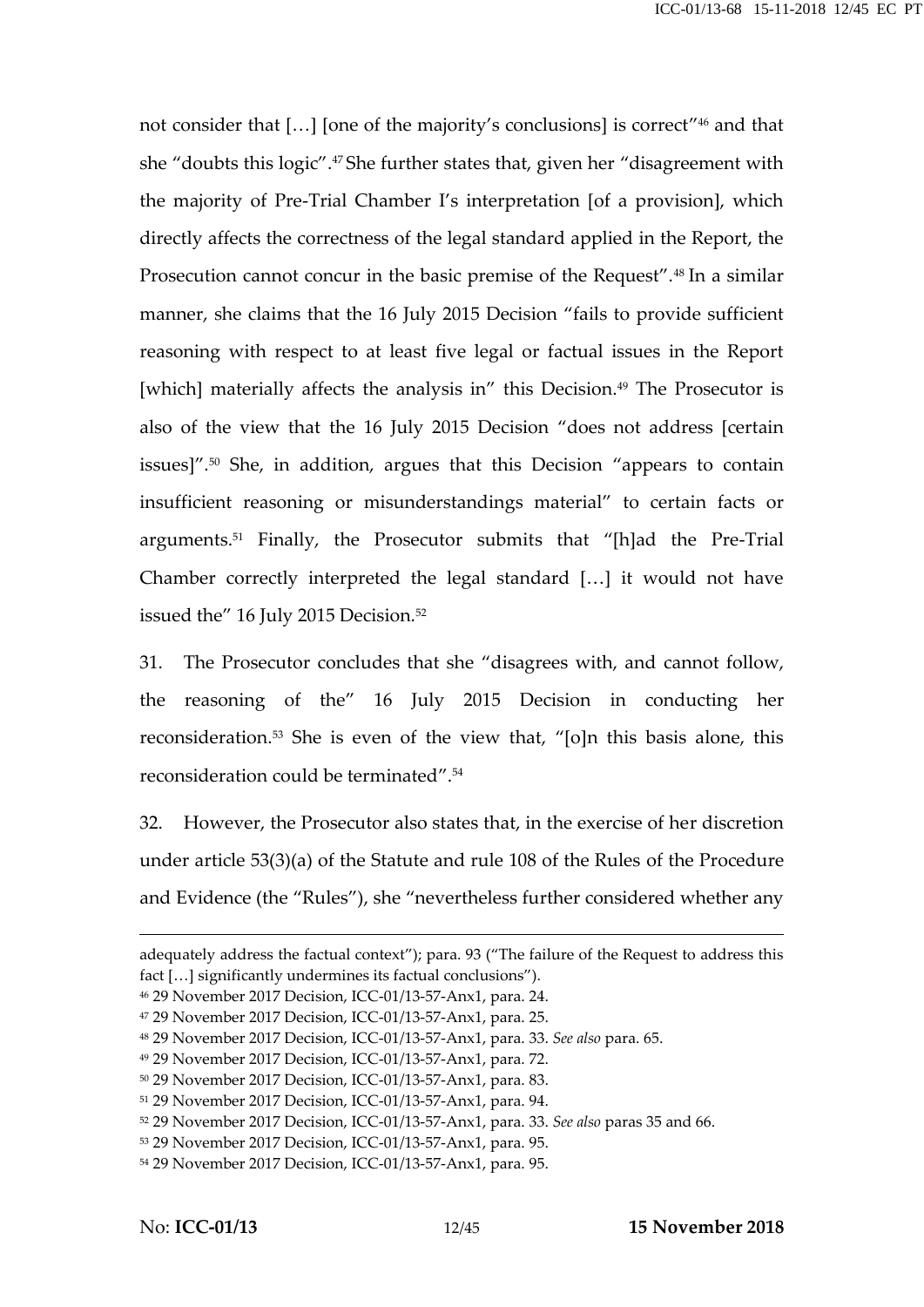not consider that […] [one of the majority's conclusions] is correct"[46] and that she "doubts this logic".[47] She further states that, given her "disagreement with the majority of Pre-Trial Chamber I's interpretation [of a provision], which directly affects the correctness of the legal standard applied in the Report, the Prosecution cannot concur in the basic premise of the Request".[48] In a similar manner, she claims that the 16 July 2015 Decision "fails to provide sufficient reasoning with respect to at least five legal or factual issues in the Report [which] materially affects the analysis in" this Decision.[49] The Prosecutor is also of the view that the 16 July 2015 Decision "does not address [certain issues]".[50] She, in addition, argues that this Decision "appears to contain insufficient reasoning or misunderstandings material" to certain facts or arguments.[51] Finally, the Prosecutor submits that "[h]ad the Pre-Trial Chamber correctly interpreted the legal standard […] it would not have issued the" 16 July 2015 Decision.[52]

31. The Prosecutor concludes that she "disagrees with, and cannot follow, the reasoning of the" 16 July 2015 Decision in conducting her reconsideration.[53] She is even of the view that, "[o]n this basis alone, this reconsideration could be terminated".[54]

32. However, the Prosecutor also states that, in the exercise of her discretion under article 53(3)(a) of the Statute and rule 108 of the Rules of the Procedure and Evidence (the "Rules"), she "nevertheless further considered whether any

---

adequately address the factual context"); para. 93 ("The failure of the Request to address this fact […] significantly undermines its factual conclusions").

[46] 29 November 2017 Decision, ICC-01/13-57-Anx1, para. 24.

[47] 29 November 2017 Decision, ICC-01/13-57-Anx1, para. 25.

[48] 29 November 2017 Decision, ICC-01/13-57-Anx1, para. 33. *See also* para. 65.

[49] 29 November 2017 Decision, ICC-01/13-57-Anx1, para. 72.

[50] 29 November 2017 Decision, ICC-01/13-57-Anx1, para. 83.

[51] 29 November 2017 Decision, ICC-01/13-57-Anx1, para. 94.

[52] 29 November 2017 Decision, ICC-01/13-57-Anx1, para. 33. *See also* paras 35 and 66.

[53] 29 November 2017 Decision, ICC-01/13-57-Anx1, para. 95.

[54] 29 November 2017 Decision, ICC-01/13-57-Anx1, para. 95.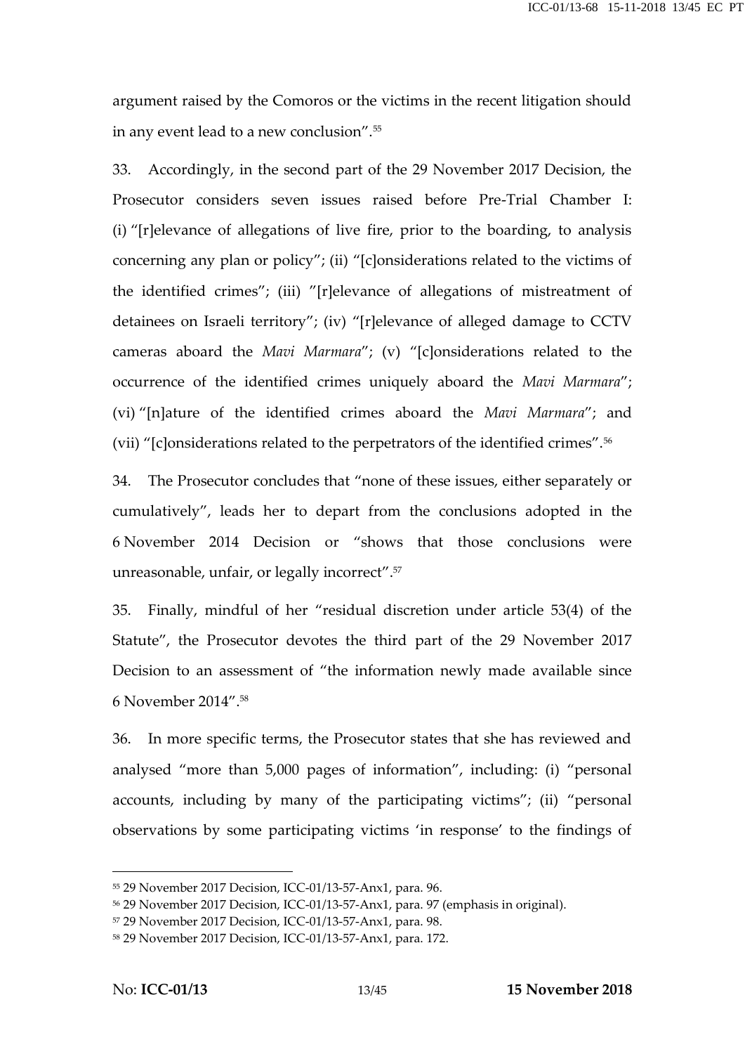argument raised by the Comoros or the victims in the recent litigation should in any event lead to a new conclusion".[55]

33. Accordingly, in the second part of the 29 November 2017 Decision, the Prosecutor considers seven issues raised before Pre-Trial Chamber I: (i) "[r]elevance of allegations of live fire, prior to the boarding, to analysis concerning any plan or policy"; (ii) "[c]onsiderations related to the victims of the identified crimes"; (iii) "[r]elevance of allegations of mistreatment of detainees on Israeli territory"; (iv) "[r]elevance of alleged damage to CCTV cameras aboard the *Mavi Marmara*"; (v) "[c]onsiderations related to the occurrence of the identified crimes uniquely aboard the *Mavi Marmara*"; (vi) "[n]ature of the identified crimes aboard the *Mavi Marmara*"; and (vii) "[c]onsiderations related to the perpetrators of the identified crimes".[56]

34. The Prosecutor concludes that "none of these issues, either separately or cumulatively", leads her to depart from the conclusions adopted in the 6 November 2014 Decision or "shows that those conclusions were unreasonable, unfair, or legally incorrect".[57]

35. Finally, mindful of her "residual discretion under article 53(4) of the Statute", the Prosecutor devotes the third part of the 29 November 2017 Decision to an assessment of "the information newly made available since 6 November 2014".[58]

36. In more specific terms, the Prosecutor states that she has reviewed and analysed "more than 5,000 pages of information", including: (i) "personal accounts, including by many of the participating victims"; (ii) "personal observations by some participating victims 'in response' to the findings of

---

[55] 29 November 2017 Decision, ICC-01/13-57-Anx1, para. 96.

[56] 29 November 2017 Decision, ICC-01/13-57-Anx1, para. 97 (emphasis in original).

[57] 29 November 2017 Decision, ICC-01/13-57-Anx1, para. 98.

[58] 29 November 2017 Decision, ICC-01/13-57-Anx1, para. 172.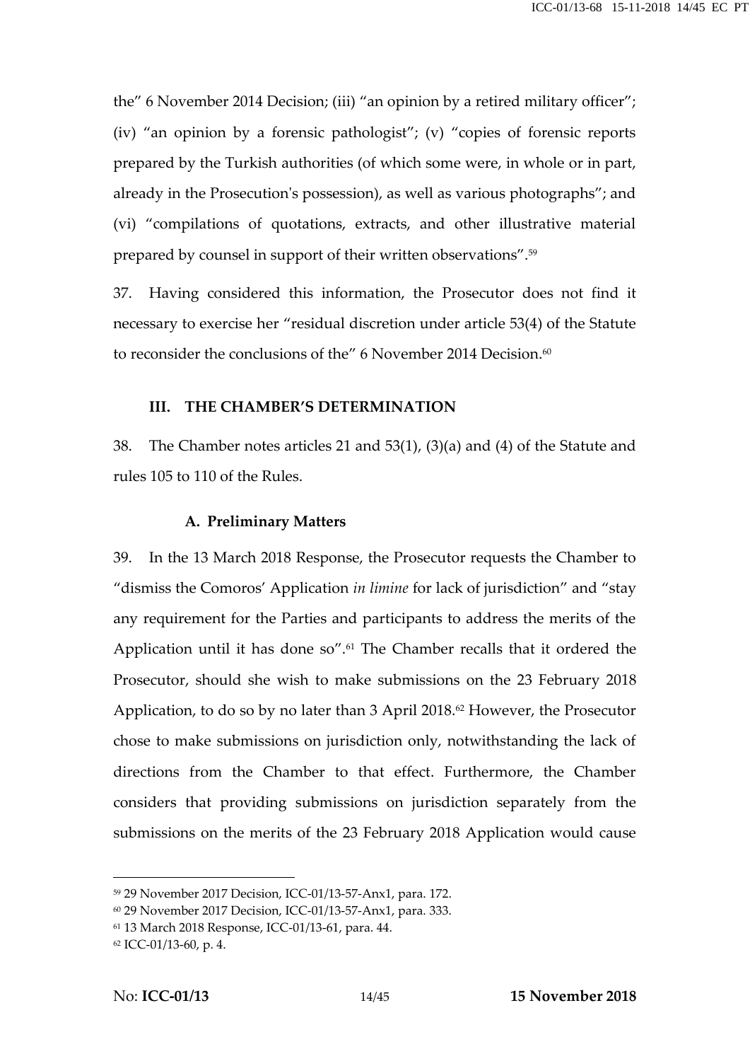the" 6 November 2014 Decision; (iii) "an opinion by a retired military officer"; (iv) "an opinion by a forensic pathologist"; (v) "copies of forensic reports prepared by the Turkish authorities (of which some were, in whole or in part, already in the Prosecution's possession), as well as various photographs"; and (vi) "compilations of quotations, extracts, and other illustrative material prepared by counsel in support of their written observations".[59]

37. Having considered this information, the Prosecutor does not find it necessary to exercise her "residual discretion under article 53(4) of the Statute to reconsider the conclusions of the" 6 November 2014 Decision.[60]

## III. THE CHAMBER'S DETERMINATION

38. The Chamber notes articles 21 and 53(1), (3)(a) and (4) of the Statute and rules 105 to 110 of the Rules.

### A. Preliminary Matters

39. In the 13 March 2018 Response, the Prosecutor requests the Chamber to "dismiss the Comoros' Application *in limine* for lack of jurisdiction" and "stay any requirement for the Parties and participants to address the merits of the Application until it has done so".[61] The Chamber recalls that it ordered the Prosecutor, should she wish to make submissions on the 23 February 2018 Application, to do so by no later than 3 April 2018.[62] However, the Prosecutor chose to make submissions on jurisdiction only, notwithstanding the lack of directions from the Chamber to that effect. Furthermore, the Chamber considers that providing submissions on jurisdiction separately from the submissions on the merits of the 23 February 2018 Application would cause

---

[59] 29 November 2017 Decision, ICC-01/13-57-Anx1, para. 172.

[60] 29 November 2017 Decision, ICC-01/13-57-Anx1, para. 333.

[61] 13 March 2018 Response, ICC-01/13-61, para. 44.

[62] ICC-01/13-60, p. 4.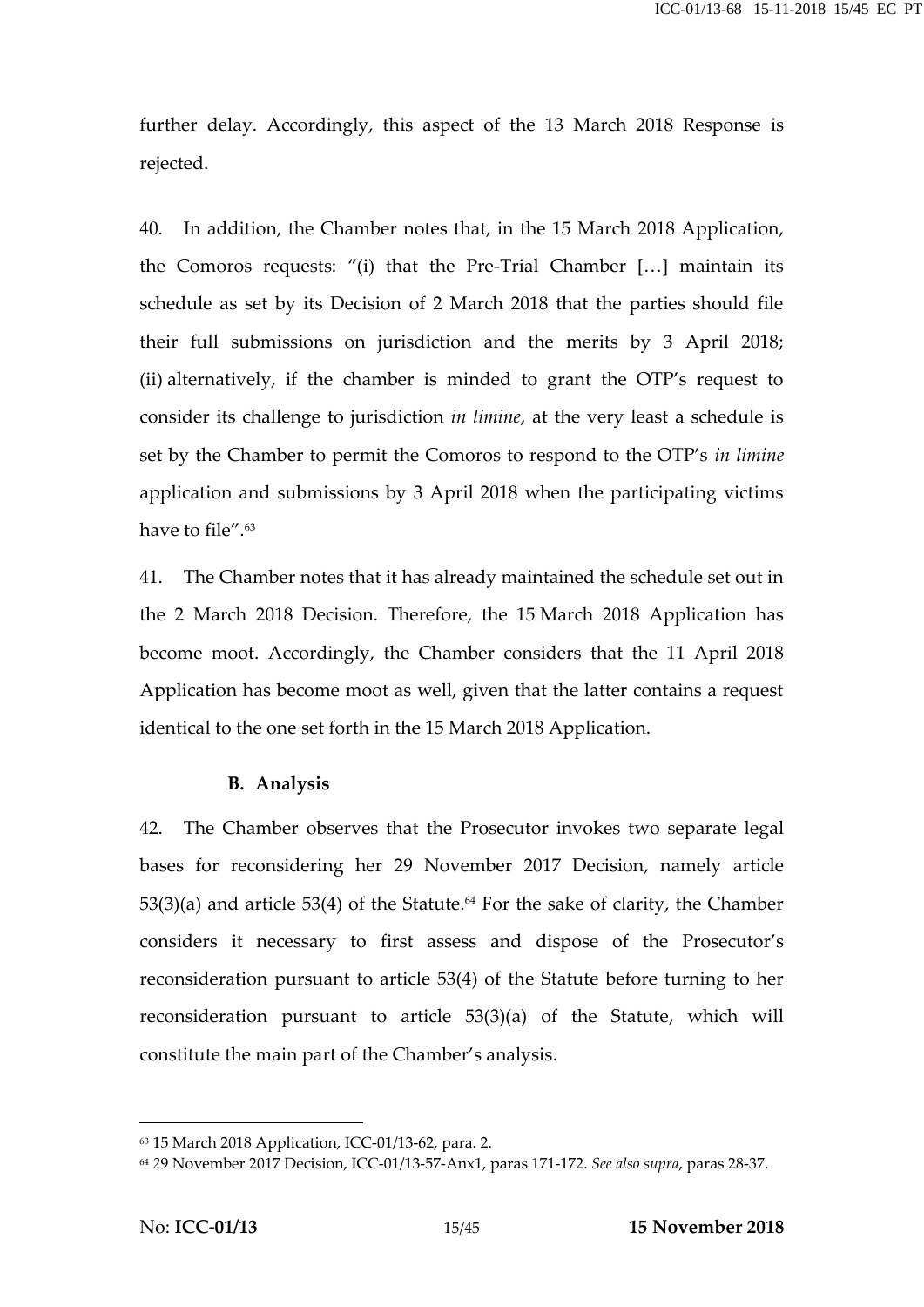further delay. Accordingly, this aspect of the 13 March 2018 Response is rejected.

40. In addition, the Chamber notes that, in the 15 March 2018 Application, the Comoros requests: "(i) that the Pre-Trial Chamber […] maintain its schedule as set by its Decision of 2 March 2018 that the parties should file their full submissions on jurisdiction and the merits by 3 April 2018; (ii) alternatively, if the chamber is minded to grant the OTP's request to consider its challenge to jurisdiction *in limine*, at the very least a schedule is set by the Chamber to permit the Comoros to respond to the OTP's *in limine* application and submissions by 3 April 2018 when the participating victims have to file".[63]

41. The Chamber notes that it has already maintained the schedule set out in the 2 March 2018 Decision. Therefore, the 15 March 2018 Application has become moot. Accordingly, the Chamber considers that the 11 April 2018 Application has become moot as well, given that the latter contains a request identical to the one set forth in the 15 March 2018 Application.

### B. Analysis

42. The Chamber observes that the Prosecutor invokes two separate legal bases for reconsidering her 29 November 2017 Decision, namely article 53(3)(a) and article 53(4) of the Statute.[64] For the sake of clarity, the Chamber considers it necessary to first assess and dispose of the Prosecutor's reconsideration pursuant to article 53(4) of the Statute before turning to her reconsideration pursuant to article 53(3)(a) of the Statute, which will constitute the main part of the Chamber's analysis.

---

[63] 15 March 2018 Application, ICC-01/13-62, para. 2.

[64] 29 November 2017 Decision, ICC-01/13-57-Anx1, paras 171-172. *See also supra*, paras 28-37.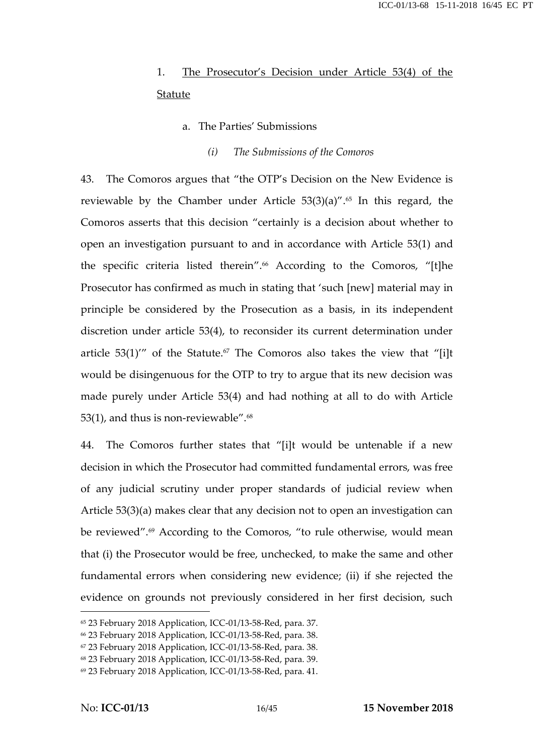1. The Prosecutor's Decision under Article 53(4) of the Statute

a. The Parties' Submissions

*(i) The Submissions of the Comoros*

43. The Comoros argues that "the OTP's Decision on the New Evidence is reviewable by the Chamber under Article 53(3)(a)".[65] In this regard, the Comoros asserts that this decision "certainly is a decision about whether to open an investigation pursuant to and in accordance with Article 53(1) and the specific criteria listed therein".[66] According to the Comoros, "[t]he Prosecutor has confirmed as much in stating that 'such [new] material may in principle be considered by the Prosecution as a basis, in its independent discretion under article 53(4), to reconsider its current determination under article 53(1)'" of the Statute.[67] The Comoros also takes the view that "[i]t would be disingenuous for the OTP to try to argue that its new decision was made purely under Article 53(4) and had nothing at all to do with Article 53(1), and thus is non-reviewable".[68]

44. The Comoros further states that "[i]t would be untenable if a new decision in which the Prosecutor had committed fundamental errors, was free of any judicial scrutiny under proper standards of judicial review when Article 53(3)(a) makes clear that any decision not to open an investigation can be reviewed".[69] According to the Comoros, "to rule otherwise, would mean that (i) the Prosecutor would be free, unchecked, to make the same and other fundamental errors when considering new evidence; (ii) if she rejected the evidence on grounds not previously considered in her first decision, such

---

[65] 23 February 2018 Application, ICC-01/13-58-Red, para. 37.
[66] 23 February 2018 Application, ICC-01/13-58-Red, para. 38.
[67] 23 February 2018 Application, ICC-01/13-58-Red, para. 38.
[68] 23 February 2018 Application, ICC-01/13-58-Red, para. 39.
[69] 23 February 2018 Application, ICC-01/13-58-Red, para. 41.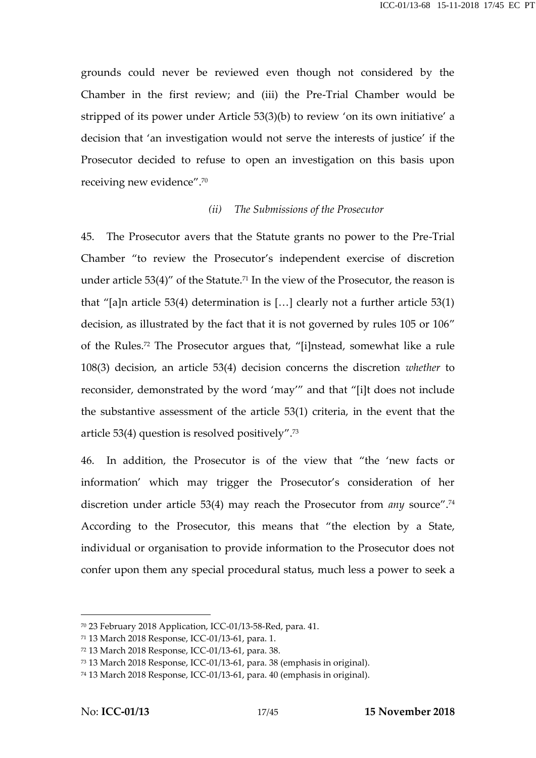grounds could never be reviewed even though not considered by the Chamber in the first review; and (iii) the Pre-Trial Chamber would be stripped of its power under Article 53(3)(b) to review 'on its own initiative' a decision that 'an investigation would not serve the interests of justice' if the Prosecutor decided to refuse to open an investigation on this basis upon receiving new evidence".[70]

### *(ii) The Submissions of the Prosecutor*

45. The Prosecutor avers that the Statute grants no power to the Pre-Trial Chamber "to review the Prosecutor's independent exercise of discretion under article 53(4)" of the Statute.[71] In the view of the Prosecutor, the reason is that "[a]n article 53(4) determination is […] clearly not a further article 53(1) decision, as illustrated by the fact that it is not governed by rules 105 or 106" of the Rules.[72] The Prosecutor argues that, "[i]nstead, somewhat like a rule 108(3) decision, an article 53(4) decision concerns the discretion *whether* to reconsider, demonstrated by the word 'may'" and that "[i]t does not include the substantive assessment of the article 53(1) criteria, in the event that the article 53(4) question is resolved positively".[73]

46. In addition, the Prosecutor is of the view that "the 'new facts or information' which may trigger the Prosecutor's consideration of her discretion under article 53(4) may reach the Prosecutor from *any* source".[74] According to the Prosecutor, this means that "the election by a State, individual or organisation to provide information to the Prosecutor does not confer upon them any special procedural status, much less a power to seek a

---

[70] 23 February 2018 Application, ICC-01/13-58-Red, para. 41.

[71] 13 March 2018 Response, ICC-01/13-61, para. 1.

[72] 13 March 2018 Response, ICC-01/13-61, para. 38.

[73] 13 March 2018 Response, ICC-01/13-61, para. 38 (emphasis in original).

[74] 13 March 2018 Response, ICC-01/13-61, para. 40 (emphasis in original).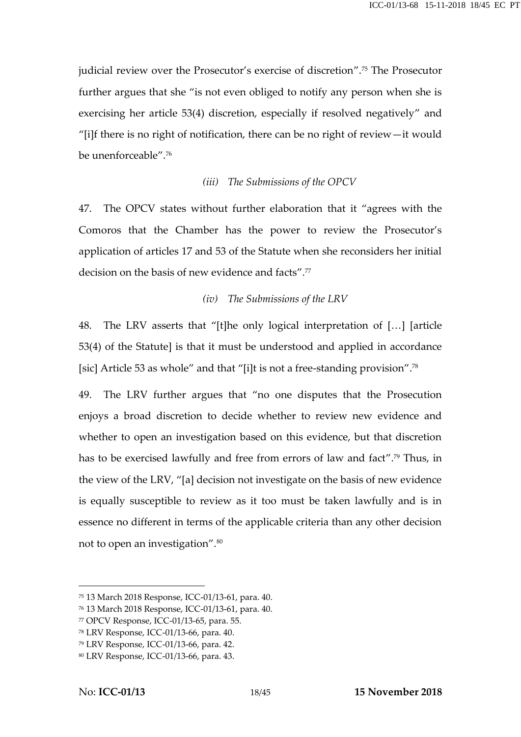judicial review over the Prosecutor's exercise of discretion".[75] The Prosecutor further argues that she "is not even obliged to notify any person when she is exercising her article 53(4) discretion, especially if resolved negatively" and "[i]f there is no right of notification, there can be no right of review—it would be unenforceable".[76]

### *(iii) The Submissions of the OPCV*

47. The OPCV states without further elaboration that it "agrees with the Comoros that the Chamber has the power to review the Prosecutor's application of articles 17 and 53 of the Statute when she reconsiders her initial decision on the basis of new evidence and facts".[77]

### *(iv) The Submissions of the LRV*

48. The LRV asserts that "[t]he only logical interpretation of [...] [article 53(4) of the Statute] is that it must be understood and applied in accordance [sic] Article 53 as whole" and that "[i]t is not a free-standing provision".[78]

49. The LRV further argues that "no one disputes that the Prosecution enjoys a broad discretion to decide whether to review new evidence and whether to open an investigation based on this evidence, but that discretion has to be exercised lawfully and free from errors of law and fact".[79] Thus, in the view of the LRV, "[a] decision not investigate on the basis of new evidence is equally susceptible to review as it too must be taken lawfully and is in essence no different in terms of the applicable criteria than any other decision not to open an investigation".[80]

---

[75] 13 March 2018 Response, ICC-01/13-61, para. 40.
[76] 13 March 2018 Response, ICC-01/13-61, para. 40.
[77] OPCV Response, ICC-01/13-65, para. 55.
[78] LRV Response, ICC-01/13-66, para. 40.
[79] LRV Response, ICC-01/13-66, para. 42.
[80] LRV Response, ICC-01/13-66, para. 43.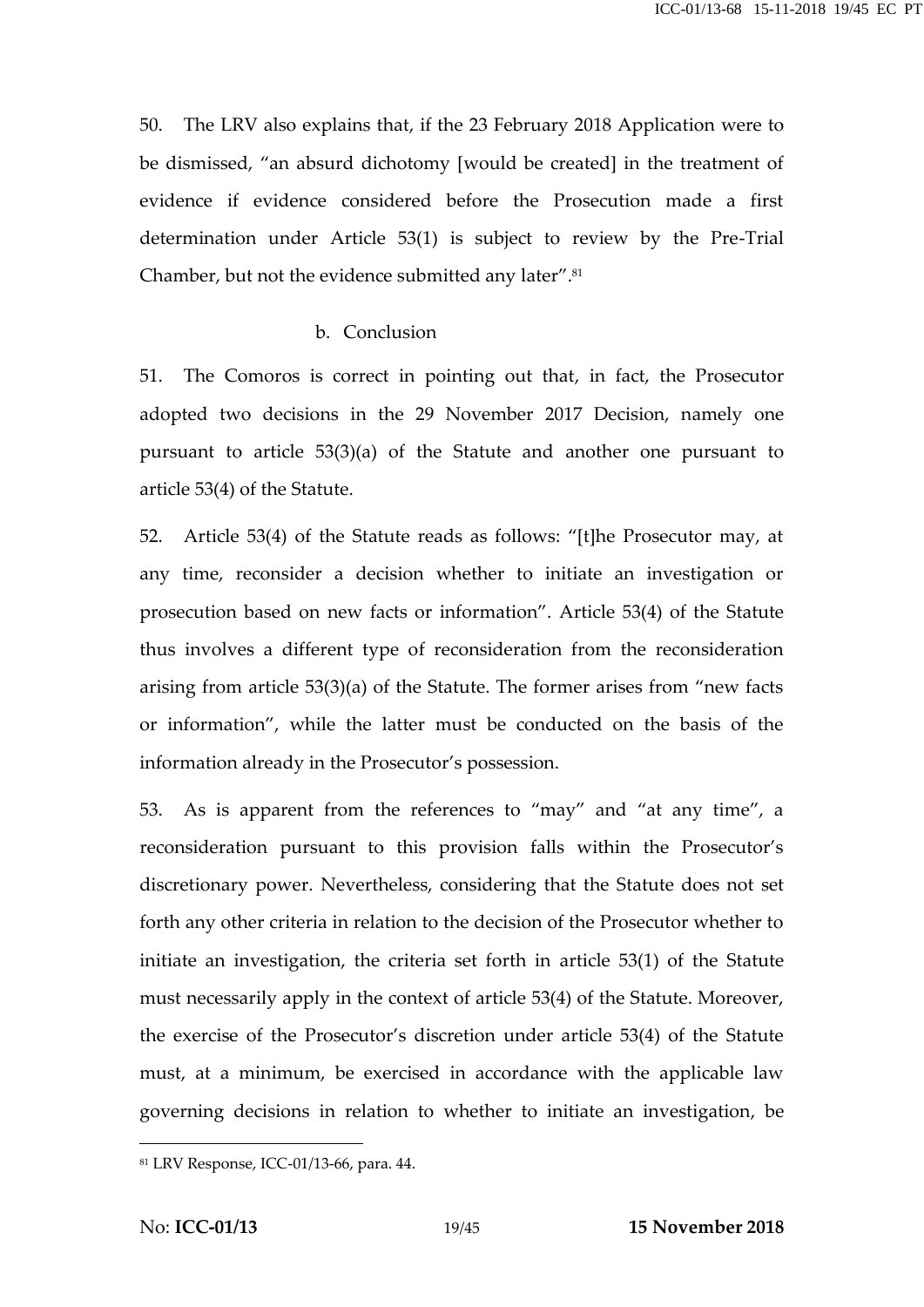50. The LRV also explains that, if the 23 February 2018 Application were to be dismissed, "an absurd dichotomy [would be created] in the treatment of evidence if evidence considered before the Prosecution made a first determination under Article 53(1) is subject to review by the Pre-Trial Chamber, but not the evidence submitted any later".[81]

b. Conclusion

51. The Comoros is correct in pointing out that, in fact, the Prosecutor adopted two decisions in the 29 November 2017 Decision, namely one pursuant to article 53(3)(a) of the Statute and another one pursuant to article 53(4) of the Statute.

52. Article 53(4) of the Statute reads as follows: "[t]he Prosecutor may, at any time, reconsider a decision whether to initiate an investigation or prosecution based on new facts or information". Article 53(4) of the Statute thus involves a different type of reconsideration from the reconsideration arising from article 53(3)(a) of the Statute. The former arises from "new facts or information", while the latter must be conducted on the basis of the information already in the Prosecutor's possession.

53. As is apparent from the references to "may" and "at any time", a reconsideration pursuant to this provision falls within the Prosecutor's discretionary power. Nevertheless, considering that the Statute does not set forth any other criteria in relation to the decision of the Prosecutor whether to initiate an investigation, the criteria set forth in article 53(1) of the Statute must necessarily apply in the context of article 53(4) of the Statute. Moreover, the exercise of the Prosecutor's discretion under article 53(4) of the Statute must, at a minimum, be exercised in accordance with the applicable law governing decisions in relation to whether to initiate an investigation, be

[81] LRV Response, ICC-01/13-66, para. 44.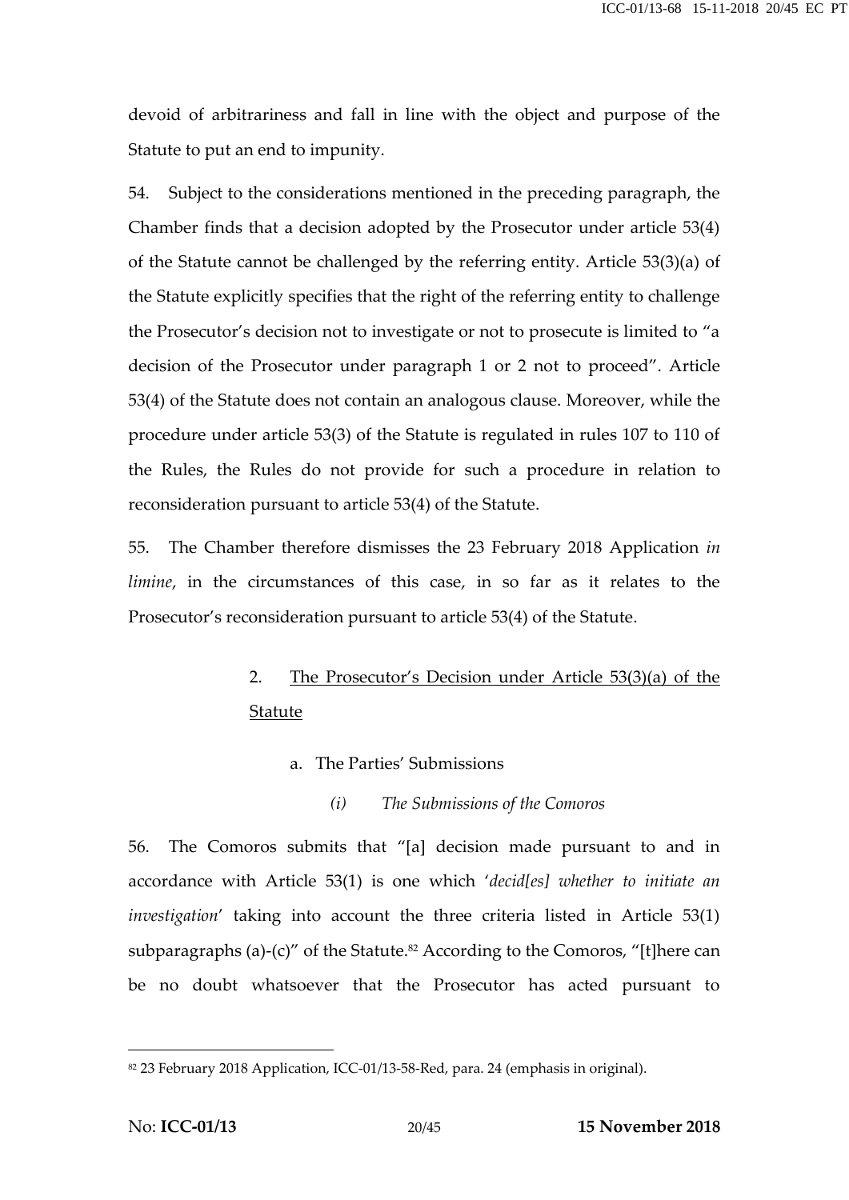devoid of arbitrariness and fall in line with the object and purpose of the Statute to put an end to impunity.

54. Subject to the considerations mentioned in the preceding paragraph, the Chamber finds that a decision adopted by the Prosecutor under article 53(4) of the Statute cannot be challenged by the referring entity. Article 53(3)(a) of the Statute explicitly specifies that the right of the referring entity to challenge the Prosecutor's decision not to investigate or not to prosecute is limited to "a decision of the Prosecutor under paragraph 1 or 2 not to proceed". Article 53(4) of the Statute does not contain an analogous clause. Moreover, while the procedure under article 53(3) of the Statute is regulated in rules 107 to 110 of the Rules, the Rules do not provide for such a procedure in relation to reconsideration pursuant to article 53(4) of the Statute.

55. The Chamber therefore dismisses the 23 February 2018 Application *in limine*, in the circumstances of this case, in so far as it relates to the Prosecutor's reconsideration pursuant to article 53(4) of the Statute.

### 2. The Prosecutor's Decision under Article 53(3)(a) of the Statute

#### a. The Parties' Submissions

##### *(i) The Submissions of the Comoros*

56. The Comoros submits that "[a] decision made pursuant to and in accordance with Article 53(1) is one which '*decid[es] whether to initiate an investigation*' taking into account the three criteria listed in Article 53(1) subparagraphs (a)-(c)" of the Statute.[82] According to the Comoros, "[t]here can be no doubt whatsoever that the Prosecutor has acted pursuant to

---

[82] 23 February 2018 Application, ICC-01/13-58-Red, para. 24 (emphasis in original).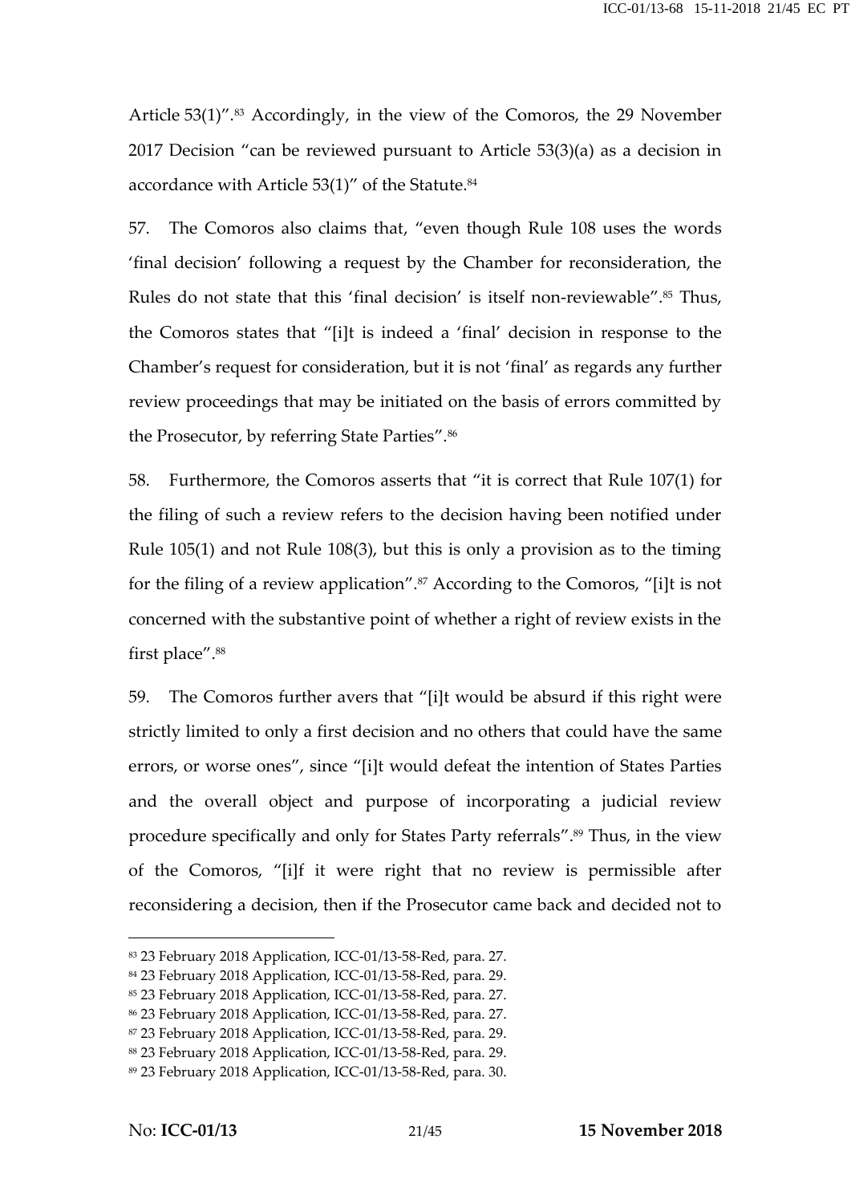Article 53(1)".[83] Accordingly, in the view of the Comoros, the 29 November 2017 Decision "can be reviewed pursuant to Article 53(3)(a) as a decision in accordance with Article 53(1)" of the Statute.[84]

57. The Comoros also claims that, "even though Rule 108 uses the words 'final decision' following a request by the Chamber for reconsideration, the Rules do not state that this 'final decision' is itself non-reviewable".[85] Thus, the Comoros states that "[i]t is indeed a 'final' decision in response to the Chamber's request for consideration, but it is not 'final' as regards any further review proceedings that may be initiated on the basis of errors committed by the Prosecutor, by referring State Parties".[86]

58. Furthermore, the Comoros asserts that "it is correct that Rule 107(1) for the filing of such a review refers to the decision having been notified under Rule 105(1) and not Rule 108(3), but this is only a provision as to the timing for the filing of a review application".[87] According to the Comoros, "[i]t is not concerned with the substantive point of whether a right of review exists in the first place".[88]

59. The Comoros further avers that "[i]t would be absurd if this right were strictly limited to only a first decision and no others that could have the same errors, or worse ones", since "[i]t would defeat the intention of States Parties and the overall object and purpose of incorporating a judicial review procedure specifically and only for States Party referrals".[89] Thus, in the view of the Comoros, "[i]f it were right that no review is permissible after reconsidering a decision, then if the Prosecutor came back and decided not to

---

[83] 23 February 2018 Application, ICC-01/13-58-Red, para. 27.
[84] 23 February 2018 Application, ICC-01/13-58-Red, para. 29.
[85] 23 February 2018 Application, ICC-01/13-58-Red, para. 27.
[86] 23 February 2018 Application, ICC-01/13-58-Red, para. 27.
[87] 23 February 2018 Application, ICC-01/13-58-Red, para. 29.
[88] 23 February 2018 Application, ICC-01/13-58-Red, para. 29.
[89] 23 February 2018 Application, ICC-01/13-58-Red, para. 30.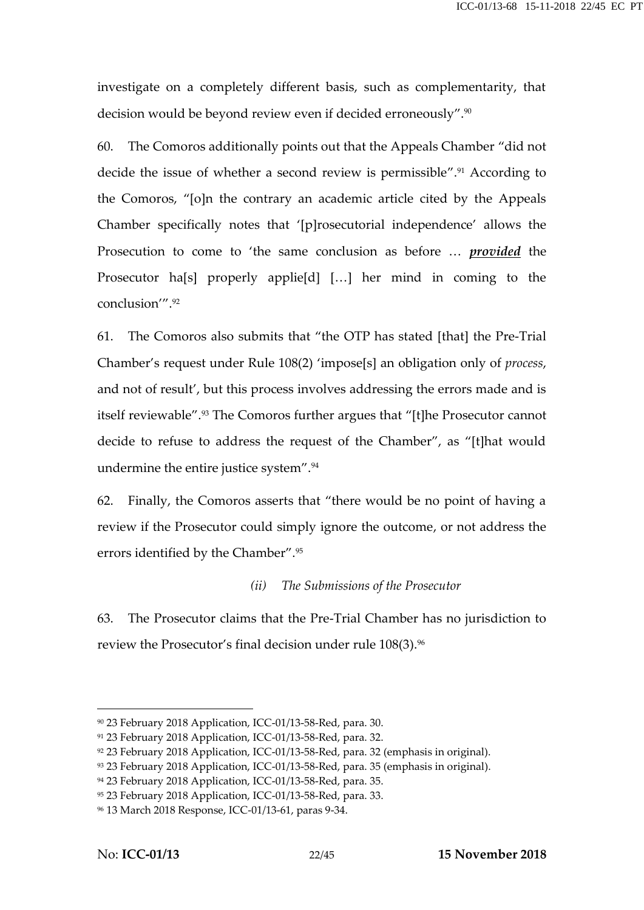investigate on a completely different basis, such as complementarity, that decision would be beyond review even if decided erroneously".[90]

60. The Comoros additionally points out that the Appeals Chamber "did not decide the issue of whether a second review is permissible".[91] According to the Comoros, "[o]n the contrary an academic article cited by the Appeals Chamber specifically notes that '[p]rosecutorial independence' allows the Prosecution to come to 'the same conclusion as before … ***provided*** the Prosecutor ha[s] properly applie[d] […] her mind in coming to the conclusion'".[92]

61. The Comoros also submits that "the OTP has stated [that] the Pre-Trial Chamber's request under Rule 108(2) 'impose[s] an obligation only of *process*, and not of result', but this process involves addressing the errors made and is itself reviewable".[93] The Comoros further argues that "[t]he Prosecutor cannot decide to refuse to address the request of the Chamber", as "[t]hat would undermine the entire justice system".[94]

62. Finally, the Comoros asserts that "there would be no point of having a review if the Prosecutor could simply ignore the outcome, or not address the errors identified by the Chamber".[95]

*(ii) The Submissions of the Prosecutor*

63. The Prosecutor claims that the Pre-Trial Chamber has no jurisdiction to review the Prosecutor's final decision under rule 108(3).[96]

---

[90] 23 February 2018 Application, ICC-01/13-58-Red, para. 30.

[91] 23 February 2018 Application, ICC-01/13-58-Red, para. 32.

[92] 23 February 2018 Application, ICC-01/13-58-Red, para. 32 (emphasis in original).

[93] 23 February 2018 Application, ICC-01/13-58-Red, para. 35 (emphasis in original).

[94] 23 February 2018 Application, ICC-01/13-58-Red, para. 35.

[95] 23 February 2018 Application, ICC-01/13-58-Red, para. 33.

[96] 13 March 2018 Response, ICC-01/13-61, paras 9-34.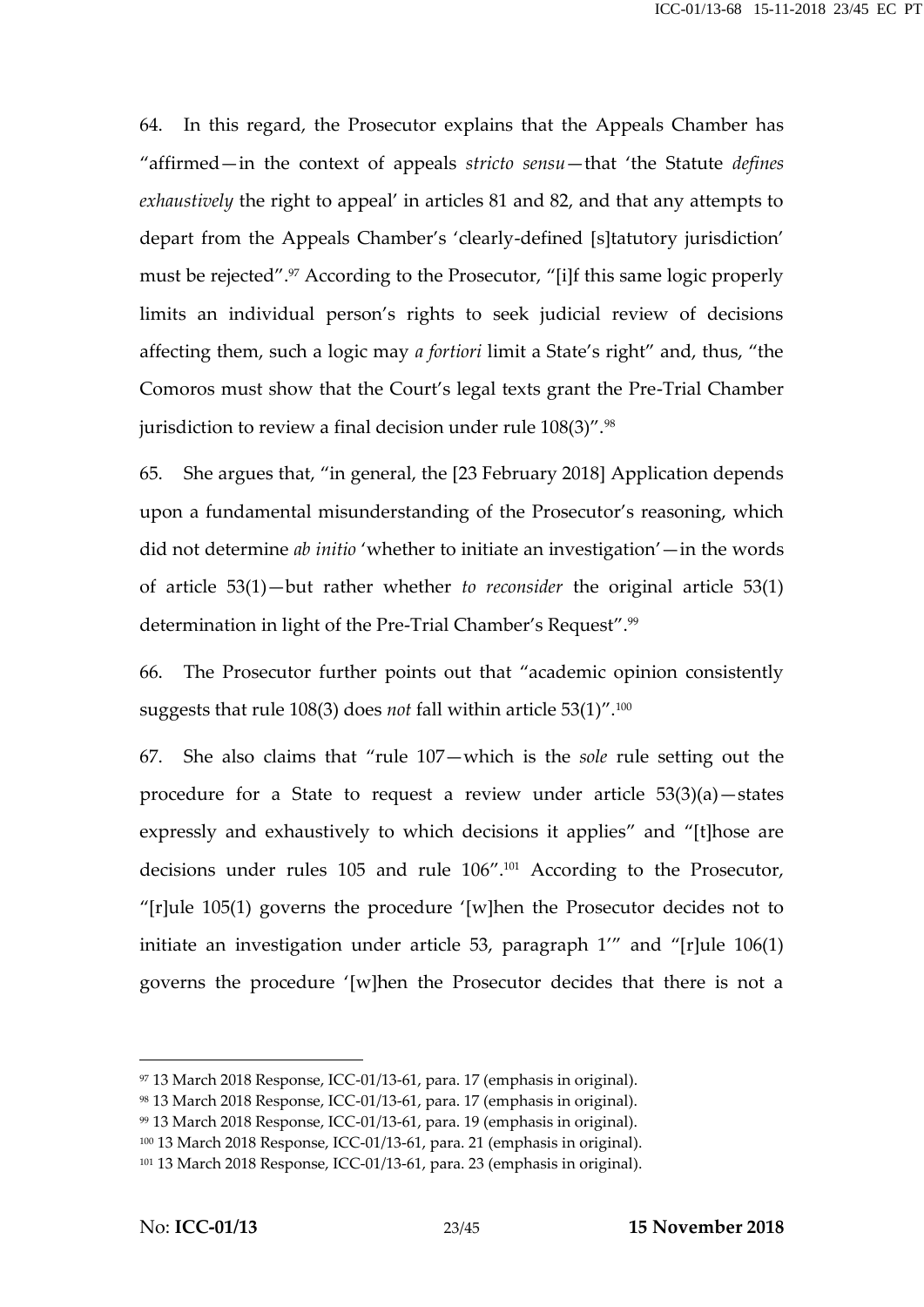64. In this regard, the Prosecutor explains that the Appeals Chamber has "affirmed—in the context of appeals *stricto sensu*—that 'the Statute *defines exhaustively* the right to appeal' in articles 81 and 82, and that any attempts to depart from the Appeals Chamber's 'clearly-defined [s]tatutory jurisdiction' must be rejected".[97] According to the Prosecutor, "[i]f this same logic properly limits an individual person's rights to seek judicial review of decisions affecting them, such a logic may *a fortiori* limit a State's right" and, thus, "the Comoros must show that the Court's legal texts grant the Pre-Trial Chamber jurisdiction to review a final decision under rule 108(3)".[98]

65. She argues that, "in general, the [23 February 2018] Application depends upon a fundamental misunderstanding of the Prosecutor's reasoning, which did not determine *ab initio* 'whether to initiate an investigation'—in the words of article 53(1)—but rather whether *to reconsider* the original article 53(1) determination in light of the Pre-Trial Chamber's Request".[99]

66. The Prosecutor further points out that "academic opinion consistently suggests that rule 108(3) does *not* fall within article 53(1)".[100]

67. She also claims that "rule 107—which is the *sole* rule setting out the procedure for a State to request a review under article 53(3)(a)—states expressly and exhaustively to which decisions it applies" and "[t]hose are decisions under rules 105 and rule 106".[101] According to the Prosecutor, "[r]ule 105(1) governs the procedure '[w]hen the Prosecutor decides not to initiate an investigation under article 53, paragraph 1'" and "[r]ule 106(1) governs the procedure '[w]hen the Prosecutor decides that there is not a

---

[97] 13 March 2018 Response, ICC-01/13-61, para. 17 (emphasis in original).

[98] 13 March 2018 Response, ICC-01/13-61, para. 17 (emphasis in original).

[99] 13 March 2018 Response, ICC-01/13-61, para. 19 (emphasis in original).

[100] 13 March 2018 Response, ICC-01/13-61, para. 21 (emphasis in original).

[101] 13 March 2018 Response, ICC-01/13-61, para. 23 (emphasis in original).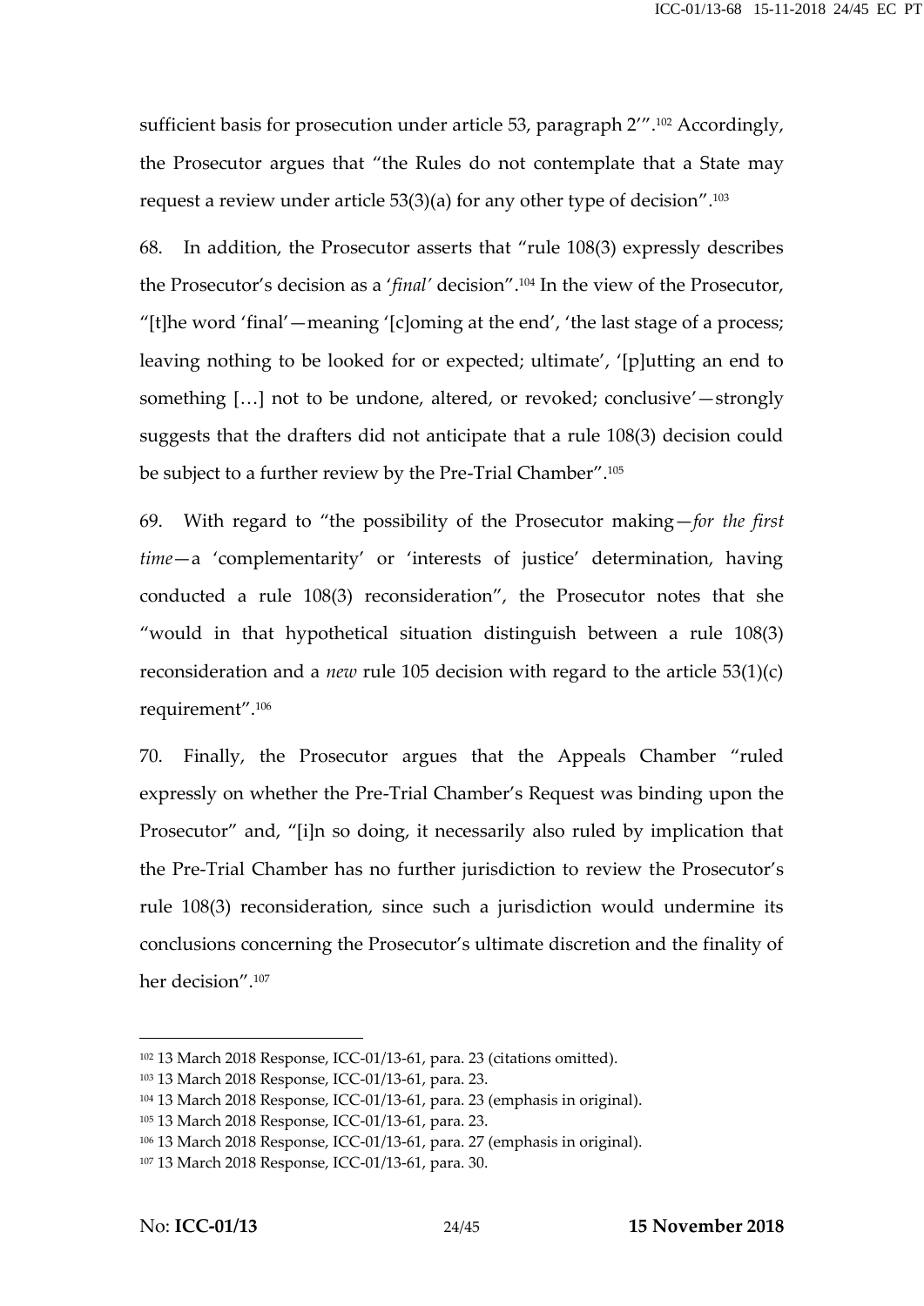sufficient basis for prosecution under article 53, paragraph 2'".[102] Accordingly, the Prosecutor argues that "the Rules do not contemplate that a State may request a review under article 53(3)(a) for any other type of decision".[103]

68. In addition, the Prosecutor asserts that "rule 108(3) expressly describes the Prosecutor's decision as a '*final*' decision".[104] In the view of the Prosecutor, "[t]he word 'final'—meaning '[c]oming at the end', 'the last stage of a process; leaving nothing to be looked for or expected; ultimate', '[p]utting an end to something […] not to be undone, altered, or revoked; conclusive'—strongly suggests that the drafters did not anticipate that a rule 108(3) decision could be subject to a further review by the Pre-Trial Chamber".[105]

69. With regard to "the possibility of the Prosecutor making—*for the first time*—a 'complementarity' or 'interests of justice' determination, having conducted a rule 108(3) reconsideration", the Prosecutor notes that she "would in that hypothetical situation distinguish between a rule 108(3) reconsideration and a *new* rule 105 decision with regard to the article 53(1)(c) requirement".[106]

70. Finally, the Prosecutor argues that the Appeals Chamber "ruled expressly on whether the Pre-Trial Chamber's Request was binding upon the Prosecutor" and, "[i]n so doing, it necessarily also ruled by implication that the Pre-Trial Chamber has no further jurisdiction to review the Prosecutor's rule 108(3) reconsideration, since such a jurisdiction would undermine its conclusions concerning the Prosecutor's ultimate discretion and the finality of her decision".[107]

---

[102] 13 March 2018 Response, ICC-01/13-61, para. 23 (citations omitted).
[103] 13 March 2018 Response, ICC-01/13-61, para. 23.
[104] 13 March 2018 Response, ICC-01/13-61, para. 23 (emphasis in original).
[105] 13 March 2018 Response, ICC-01/13-61, para. 23.
[106] 13 March 2018 Response, ICC-01/13-61, para. 27 (emphasis in original).
[107] 13 March 2018 Response, ICC-01/13-61, para. 30.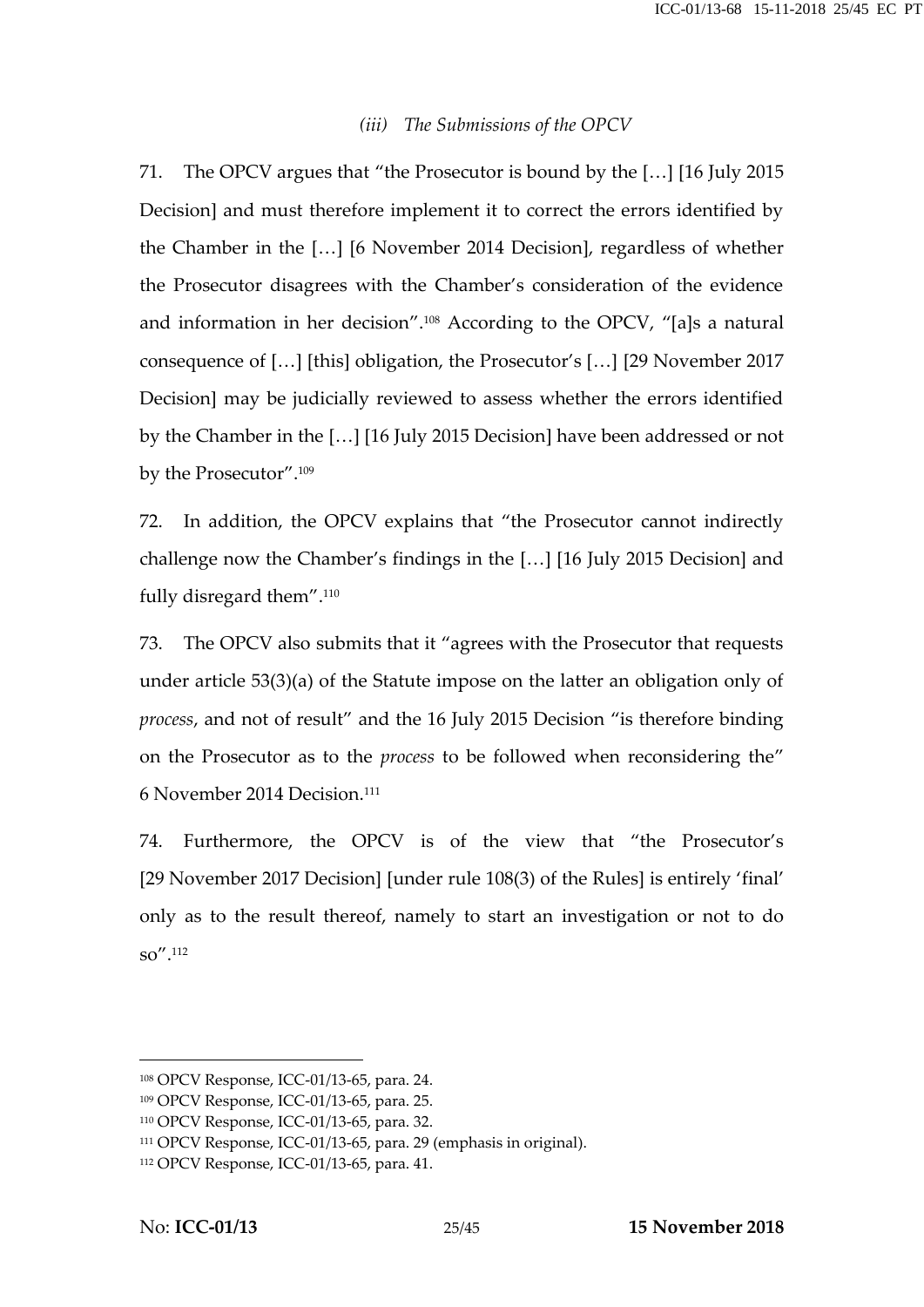*(iii) The Submissions of the OPCV*

71. The OPCV argues that "the Prosecutor is bound by the […] [16 July 2015 Decision] and must therefore implement it to correct the errors identified by the Chamber in the […] [6 November 2014 Decision], regardless of whether the Prosecutor disagrees with the Chamber's consideration of the evidence and information in her decision".[108] According to the OPCV, "[a]s a natural consequence of […] [this] obligation, the Prosecutor's […] [29 November 2017 Decision] may be judicially reviewed to assess whether the errors identified by the Chamber in the […] [16 July 2015 Decision] have been addressed or not by the Prosecutor".[109]

72. In addition, the OPCV explains that "the Prosecutor cannot indirectly challenge now the Chamber's findings in the […] [16 July 2015 Decision] and fully disregard them".[110]

73. The OPCV also submits that it "agrees with the Prosecutor that requests under article 53(3)(a) of the Statute impose on the latter an obligation only of *process*, and not of result" and the 16 July 2015 Decision "is therefore binding on the Prosecutor as to the *process* to be followed when reconsidering the" 6 November 2014 Decision.[111]

74. Furthermore, the OPCV is of the view that "the Prosecutor's [29 November 2017 Decision] [under rule 108(3) of the Rules] is entirely 'final' only as to the result thereof, namely to start an investigation or not to do so".[112]

---

[108] OPCV Response, ICC-01/13-65, para. 24.
[109] OPCV Response, ICC-01/13-65, para. 25.
[110] OPCV Response, ICC-01/13-65, para. 32.
[111] OPCV Response, ICC-01/13-65, para. 29 (emphasis in original).
[112] OPCV Response, ICC-01/13-65, para. 41.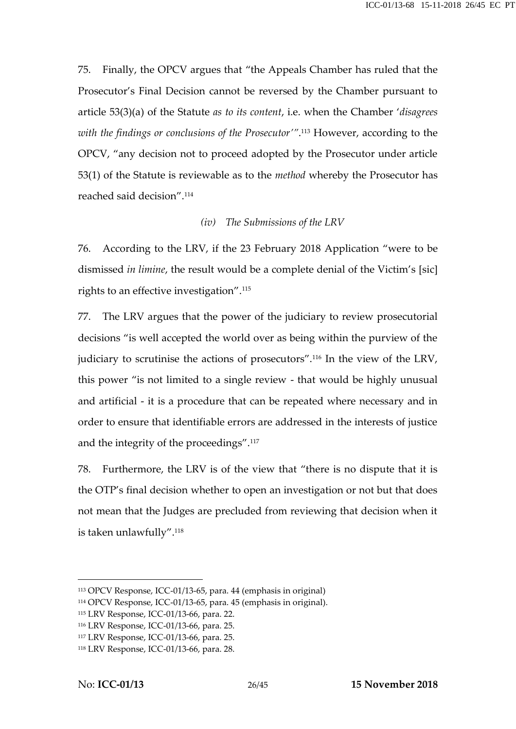75. Finally, the OPCV argues that "the Appeals Chamber has ruled that the Prosecutor's Final Decision cannot be reversed by the Chamber pursuant to article 53(3)(a) of the Statute *as to its content*, i.e. when the Chamber '*disagrees with the findings or conclusions of the Prosecutor*'".[113] However, according to the OPCV, "any decision not to proceed adopted by the Prosecutor under article 53(1) of the Statute is reviewable as to the *method* whereby the Prosecutor has reached said decision".[114]

*(iv) The Submissions of the LRV*

76. According to the LRV, if the 23 February 2018 Application "were to be dismissed *in limine*, the result would be a complete denial of the Victim's [sic] rights to an effective investigation".[115]

77. The LRV argues that the power of the judiciary to review prosecutorial decisions "is well accepted the world over as being within the purview of the judiciary to scrutinise the actions of prosecutors".[116] In the view of the LRV, this power "is not limited to a single review - that would be highly unusual and artificial - it is a procedure that can be repeated where necessary and in order to ensure that identifiable errors are addressed in the interests of justice and the integrity of the proceedings".[117]

78. Furthermore, the LRV is of the view that "there is no dispute that it is the OTP's final decision whether to open an investigation or not but that does not mean that the Judges are precluded from reviewing that decision when it is taken unlawfully".[118]

---

[113] OPCV Response, ICC-01/13-65, para. 44 (emphasis in original)

[114] OPCV Response, ICC-01/13-65, para. 45 (emphasis in original).

[115] LRV Response, ICC-01/13-66, para. 22.

[116] LRV Response, ICC-01/13-66, para. 25.

[117] LRV Response, ICC-01/13-66, para. 25.

[118] LRV Response, ICC-01/13-66, para. 28.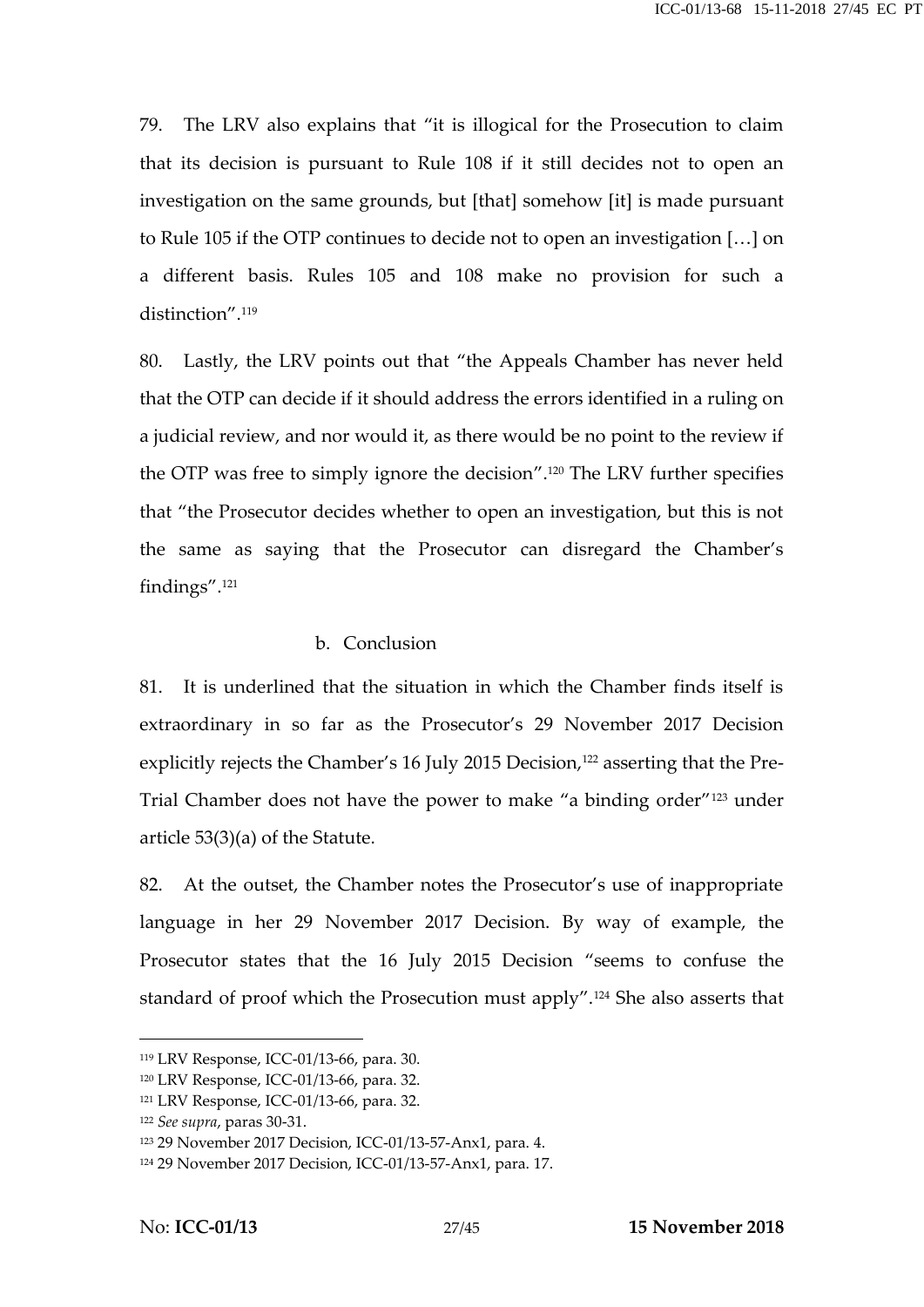79. The LRV also explains that "it is illogical for the Prosecution to claim that its decision is pursuant to Rule 108 if it still decides not to open an investigation on the same grounds, but [that] somehow [it] is made pursuant to Rule 105 if the OTP continues to decide not to open an investigation […] on a different basis. Rules 105 and 108 make no provision for such a distinction".[119]

80. Lastly, the LRV points out that "the Appeals Chamber has never held that the OTP can decide if it should address the errors identified in a ruling on a judicial review, and nor would it, as there would be no point to the review if the OTP was free to simply ignore the decision".[120] The LRV further specifies that "the Prosecutor decides whether to open an investigation, but this is not the same as saying that the Prosecutor can disregard the Chamber's findings".[121]

b. Conclusion

81. It is underlined that the situation in which the Chamber finds itself is extraordinary in so far as the Prosecutor's 29 November 2017 Decision explicitly rejects the Chamber's 16 July 2015 Decision,[122] asserting that the Pre-Trial Chamber does not have the power to make "a binding order"[123] under article 53(3)(a) of the Statute.

82. At the outset, the Chamber notes the Prosecutor's use of inappropriate language in her 29 November 2017 Decision. By way of example, the Prosecutor states that the 16 July 2015 Decision "seems to confuse the standard of proof which the Prosecution must apply".[124] She also asserts that

---

[119] LRV Response, ICC-01/13-66, para. 30.
[120] LRV Response, ICC-01/13-66, para. 32.
[121] LRV Response, ICC-01/13-66, para. 32.
[122] *See supra*, paras 30-31.
[123] 29 November 2017 Decision, ICC-01/13-57-Anx1, para. 4.
[124] 29 November 2017 Decision, ICC-01/13-57-Anx1, para. 17.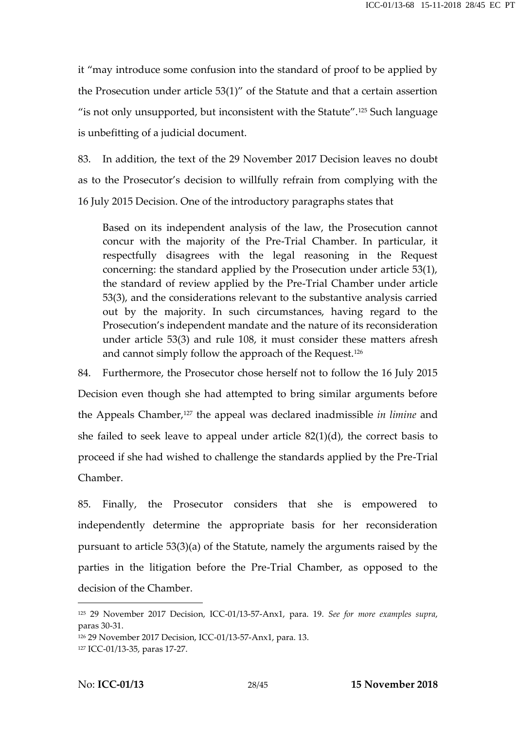it "may introduce some confusion into the standard of proof to be applied by the Prosecution under article 53(1)" of the Statute and that a certain assertion "is not only unsupported, but inconsistent with the Statute".[125] Such language is unbefitting of a judicial document.

83. In addition, the text of the 29 November 2017 Decision leaves no doubt as to the Prosecutor's decision to willfully refrain from complying with the 16 July 2015 Decision. One of the introductory paragraphs states that

> Based on its independent analysis of the law, the Prosecution cannot concur with the majority of the Pre-Trial Chamber. In particular, it respectfully disagrees with the legal reasoning in the Request concerning: the standard applied by the Prosecution under article 53(1), the standard of review applied by the Pre-Trial Chamber under article 53(3), and the considerations relevant to the substantive analysis carried out by the majority. In such circumstances, having regard to the Prosecution's independent mandate and the nature of its reconsideration under article 53(3) and rule 108, it must consider these matters afresh and cannot simply follow the approach of the Request.[126]

84. Furthermore, the Prosecutor chose herself not to follow the 16 July 2015 Decision even though she had attempted to bring similar arguments before the Appeals Chamber,[127] the appeal was declared inadmissible *in limine* and she failed to seek leave to appeal under article 82(1)(d), the correct basis to proceed if she had wished to challenge the standards applied by the Pre-Trial Chamber.

85. Finally, the Prosecutor considers that she is empowered to independently determine the appropriate basis for her reconsideration pursuant to article 53(3)(a) of the Statute, namely the arguments raised by the parties in the litigation before the Pre-Trial Chamber, as opposed to the decision of the Chamber.

---

[125] 29 November 2017 Decision, ICC-01/13-57-Anx1, para. 19. *See for more examples supra*, paras 30-31.

[126] 29 November 2017 Decision, ICC-01/13-57-Anx1, para. 13.

[127] ICC-01/13-35, paras 17-27.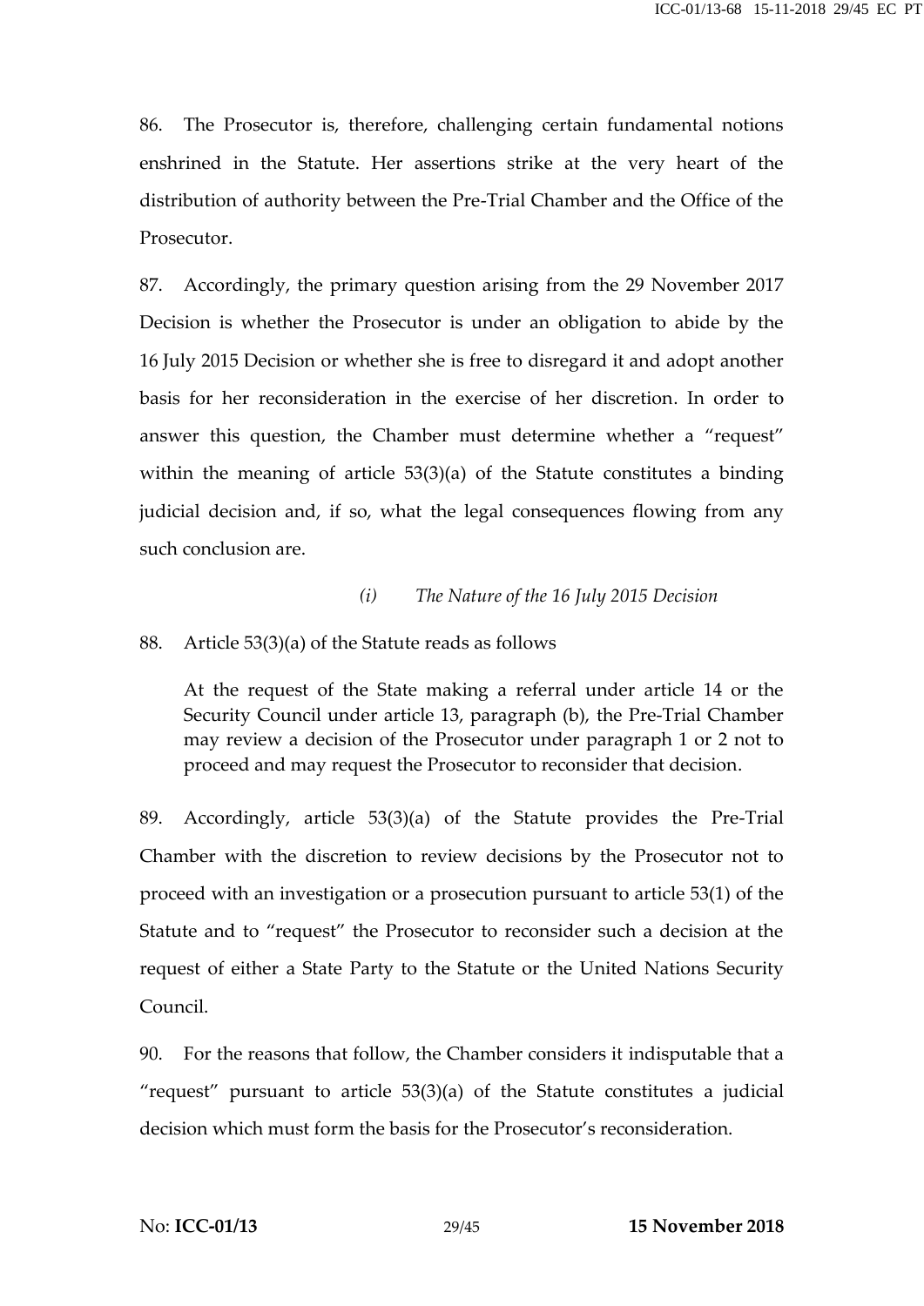86. The Prosecutor is, therefore, challenging certain fundamental notions enshrined in the Statute. Her assertions strike at the very heart of the distribution of authority between the Pre-Trial Chamber and the Office of the Prosecutor.

87. Accordingly, the primary question arising from the 29 November 2017 Decision is whether the Prosecutor is under an obligation to abide by the 16 July 2015 Decision or whether she is free to disregard it and adopt another basis for her reconsideration in the exercise of her discretion. In order to answer this question, the Chamber must determine whether a "request" within the meaning of article 53(3)(a) of the Statute constitutes a binding judicial decision and, if so, what the legal consequences flowing from any such conclusion are.

*(i) The Nature of the 16 July 2015 Decision*

88. Article 53(3)(a) of the Statute reads as follows

> At the request of the State making a referral under article 14 or the Security Council under article 13, paragraph (b), the Pre-Trial Chamber may review a decision of the Prosecutor under paragraph 1 or 2 not to proceed and may request the Prosecutor to reconsider that decision.

89. Accordingly, article 53(3)(a) of the Statute provides the Pre-Trial Chamber with the discretion to review decisions by the Prosecutor not to proceed with an investigation or a prosecution pursuant to article 53(1) of the Statute and to "request" the Prosecutor to reconsider such a decision at the request of either a State Party to the Statute or the United Nations Security Council.

90. For the reasons that follow, the Chamber considers it indisputable that a "request" pursuant to article 53(3)(a) of the Statute constitutes a judicial decision which must form the basis for the Prosecutor's reconsideration.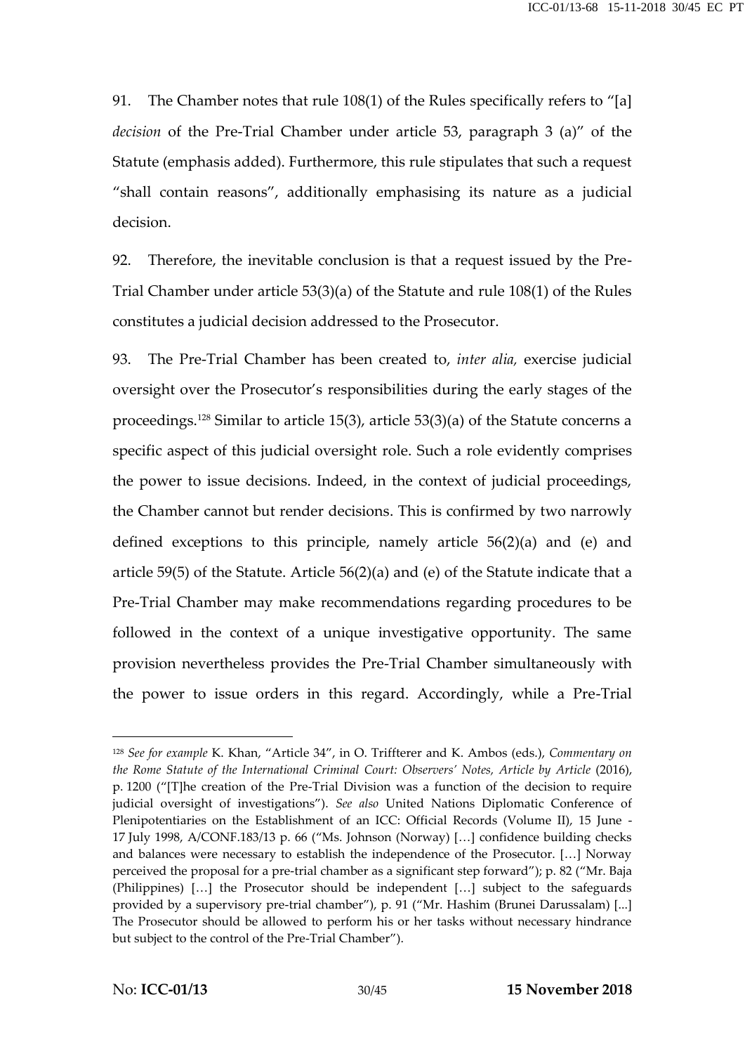91. The Chamber notes that rule 108(1) of the Rules specifically refers to "[a] *decision* of the Pre-Trial Chamber under article 53, paragraph 3 (a)" of the Statute (emphasis added). Furthermore, this rule stipulates that such a request "shall contain reasons", additionally emphasising its nature as a judicial decision.

92. Therefore, the inevitable conclusion is that a request issued by the Pre-Trial Chamber under article 53(3)(a) of the Statute and rule 108(1) of the Rules constitutes a judicial decision addressed to the Prosecutor.

93. The Pre-Trial Chamber has been created to, *inter alia,* exercise judicial oversight over the Prosecutor's responsibilities during the early stages of the proceedings.[128] Similar to article 15(3), article 53(3)(a) of the Statute concerns a specific aspect of this judicial oversight role. Such a role evidently comprises the power to issue decisions. Indeed, in the context of judicial proceedings, the Chamber cannot but render decisions. This is confirmed by two narrowly defined exceptions to this principle, namely article 56(2)(a) and (e) and article 59(5) of the Statute. Article 56(2)(a) and (e) of the Statute indicate that a Pre-Trial Chamber may make recommendations regarding procedures to be followed in the context of a unique investigative opportunity. The same provision nevertheless provides the Pre-Trial Chamber simultaneously with the power to issue orders in this regard. Accordingly, while a Pre-Trial

---

[128] *See for example* K. Khan, "Article 34", in O. Triffterer and K. Ambos (eds.), *Commentary on the Rome Statute of the International Criminal Court: Observers' Notes, Article by Article* (2016), p. 1200 ("[T]he creation of the Pre-Trial Division was a function of the decision to require judicial oversight of investigations"). *See also* United Nations Diplomatic Conference of Plenipotentiaries on the Establishment of an ICC: Official Records (Volume II), 15 June - 17 July 1998, A/CONF.183/13 p. 66 ("Ms. Johnson (Norway) […] confidence building checks and balances were necessary to establish the independence of the Prosecutor. […] Norway perceived the proposal for a pre-trial chamber as a significant step forward"); p. 82 ("Mr. Baja (Philippines) […] the Prosecutor should be independent […] subject to the safeguards provided by a supervisory pre-trial chamber"), p. 91 ("Mr. Hashim (Brunei Darussalam) [...] The Prosecutor should be allowed to perform his or her tasks without necessary hindrance but subject to the control of the Pre-Trial Chamber").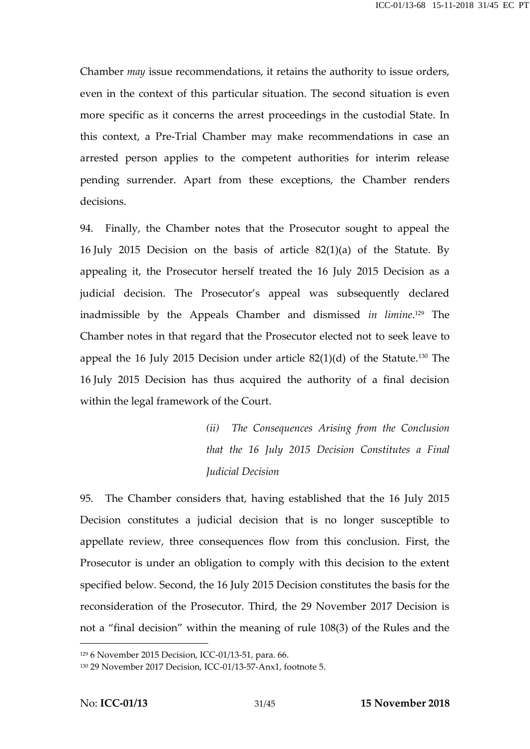Chamber *may* issue recommendations, it retains the authority to issue orders, even in the context of this particular situation. The second situation is even more specific as it concerns the arrest proceedings in the custodial State. In this context, a Pre-Trial Chamber may make recommendations in case an arrested person applies to the competent authorities for interim release pending surrender. Apart from these exceptions, the Chamber renders decisions.

94. Finally, the Chamber notes that the Prosecutor sought to appeal the 16 July 2015 Decision on the basis of article 82(1)(a) of the Statute. By appealing it, the Prosecutor herself treated the 16 July 2015 Decision as a judicial decision. The Prosecutor's appeal was subsequently declared inadmissible by the Appeals Chamber and dismissed *in limine*.[129] The Chamber notes in that regard that the Prosecutor elected not to seek leave to appeal the 16 July 2015 Decision under article 82(1)(d) of the Statute.[130] The 16 July 2015 Decision has thus acquired the authority of a final decision within the legal framework of the Court.

*(ii) The Consequences Arising from the Conclusion that the 16 July 2015 Decision Constitutes a Final Judicial Decision*

95. The Chamber considers that, having established that the 16 July 2015 Decision constitutes a judicial decision that is no longer susceptible to appellate review, three consequences flow from this conclusion. First, the Prosecutor is under an obligation to comply with this decision to the extent specified below. Second, the 16 July 2015 Decision constitutes the basis for the reconsideration of the Prosecutor. Third, the 29 November 2017 Decision is not a "final decision" within the meaning of rule 108(3) of the Rules and the

---

[129] 6 November 2015 Decision, ICC-01/13-51, para. 66.

[130] 29 November 2017 Decision, ICC-01/13-57-Anx1, footnote 5.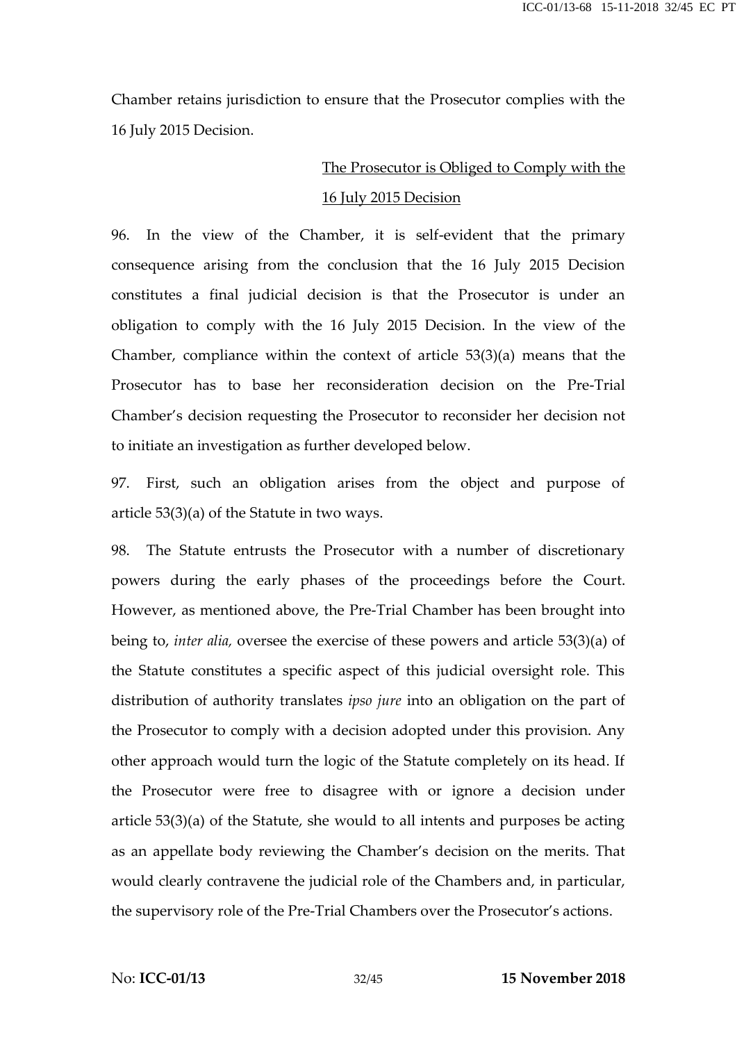Chamber retains jurisdiction to ensure that the Prosecutor complies with the 16 July 2015 Decision.

<u>The Prosecutor is Obliged to Comply with the 16 July 2015 Decision</u>

96. In the view of the Chamber, it is self-evident that the primary consequence arising from the conclusion that the 16 July 2015 Decision constitutes a final judicial decision is that the Prosecutor is under an obligation to comply with the 16 July 2015 Decision. In the view of the Chamber, compliance within the context of article 53(3)(a) means that the Prosecutor has to base her reconsideration decision on the Pre-Trial Chamber's decision requesting the Prosecutor to reconsider her decision not to initiate an investigation as further developed below.

97. First, such an obligation arises from the object and purpose of article 53(3)(a) of the Statute in two ways.

98. The Statute entrusts the Prosecutor with a number of discretionary powers during the early phases of the proceedings before the Court. However, as mentioned above, the Pre-Trial Chamber has been brought into being to, *inter alia,* oversee the exercise of these powers and article 53(3)(a) of the Statute constitutes a specific aspect of this judicial oversight role. This distribution of authority translates *ipso jure* into an obligation on the part of the Prosecutor to comply with a decision adopted under this provision. Any other approach would turn the logic of the Statute completely on its head. If the Prosecutor were free to disagree with or ignore a decision under article 53(3)(a) of the Statute, she would to all intents and purposes be acting as an appellate body reviewing the Chamber's decision on the merits. That would clearly contravene the judicial role of the Chambers and, in particular, the supervisory role of the Pre-Trial Chambers over the Prosecutor's actions.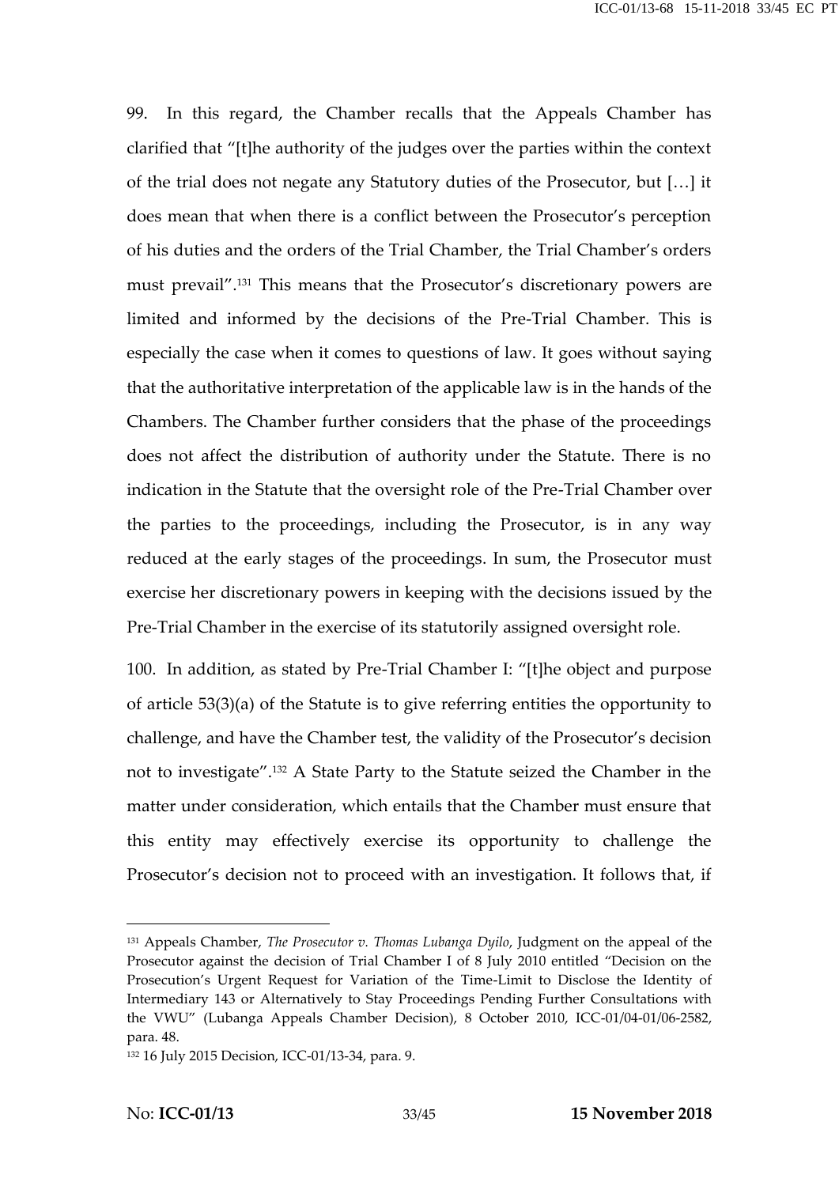99. In this regard, the Chamber recalls that the Appeals Chamber has clarified that "[t]he authority of the judges over the parties within the context of the trial does not negate any Statutory duties of the Prosecutor, but […] it does mean that when there is a conflict between the Prosecutor's perception of his duties and the orders of the Trial Chamber, the Trial Chamber's orders must prevail".[131] This means that the Prosecutor's discretionary powers are limited and informed by the decisions of the Pre-Trial Chamber. This is especially the case when it comes to questions of law. It goes without saying that the authoritative interpretation of the applicable law is in the hands of the Chambers. The Chamber further considers that the phase of the proceedings does not affect the distribution of authority under the Statute. There is no indication in the Statute that the oversight role of the Pre-Trial Chamber over the parties to the proceedings, including the Prosecutor, is in any way reduced at the early stages of the proceedings. In sum, the Prosecutor must exercise her discretionary powers in keeping with the decisions issued by the Pre-Trial Chamber in the exercise of its statutorily assigned oversight role.

100. In addition, as stated by Pre-Trial Chamber I: "[t]he object and purpose of article 53(3)(a) of the Statute is to give referring entities the opportunity to challenge, and have the Chamber test, the validity of the Prosecutor's decision not to investigate".[132] A State Party to the Statute seized the Chamber in the matter under consideration, which entails that the Chamber must ensure that this entity may effectively exercise its opportunity to challenge the Prosecutor's decision not to proceed with an investigation. It follows that, if

---

[131] Appeals Chamber, *The Prosecutor v. Thomas Lubanga Dyilo*, Judgment on the appeal of the Prosecutor against the decision of Trial Chamber I of 8 July 2010 entitled "Decision on the Prosecution's Urgent Request for Variation of the Time-Limit to Disclose the Identity of Intermediary 143 or Alternatively to Stay Proceedings Pending Further Consultations with the VWU" (Lubanga Appeals Chamber Decision), 8 October 2010, ICC-01/04-01/06-2582, para. 48.

[132] 16 July 2015 Decision, ICC-01/13-34, para. 9.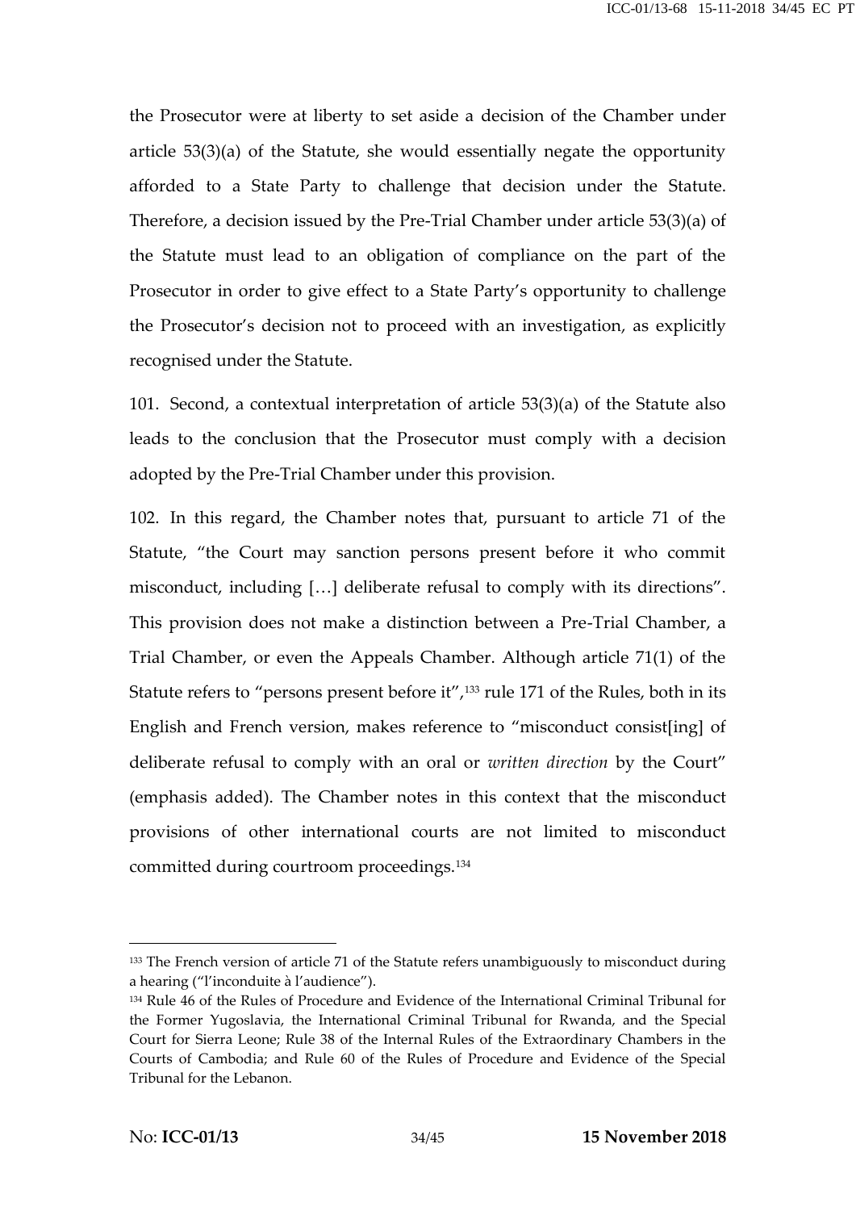the Prosecutor were at liberty to set aside a decision of the Chamber under article 53(3)(a) of the Statute, she would essentially negate the opportunity afforded to a State Party to challenge that decision under the Statute. Therefore, a decision issued by the Pre-Trial Chamber under article 53(3)(a) of the Statute must lead to an obligation of compliance on the part of the Prosecutor in order to give effect to a State Party's opportunity to challenge the Prosecutor's decision not to proceed with an investigation, as explicitly recognised under the Statute.

101. Second, a contextual interpretation of article 53(3)(a) of the Statute also leads to the conclusion that the Prosecutor must comply with a decision adopted by the Pre-Trial Chamber under this provision.

102. In this regard, the Chamber notes that, pursuant to article 71 of the Statute, "the Court may sanction persons present before it who commit misconduct, including […] deliberate refusal to comply with its directions". This provision does not make a distinction between a Pre-Trial Chamber, a Trial Chamber, or even the Appeals Chamber. Although article 71(1) of the Statute refers to "persons present before it",[133] rule 171 of the Rules, both in its English and French version, makes reference to "misconduct consist[ing] of deliberate refusal to comply with an oral or *written direction* by the Court" (emphasis added). The Chamber notes in this context that the misconduct provisions of other international courts are not limited to misconduct committed during courtroom proceedings.[134]

---

[133] The French version of article 71 of the Statute refers unambiguously to misconduct during a hearing ("l'inconduite à l'audience").

[134] Rule 46 of the Rules of Procedure and Evidence of the International Criminal Tribunal for the Former Yugoslavia, the International Criminal Tribunal for Rwanda, and the Special Court for Sierra Leone; Rule 38 of the Internal Rules of the Extraordinary Chambers in the Courts of Cambodia; and Rule 60 of the Rules of Procedure and Evidence of the Special Tribunal for the Lebanon.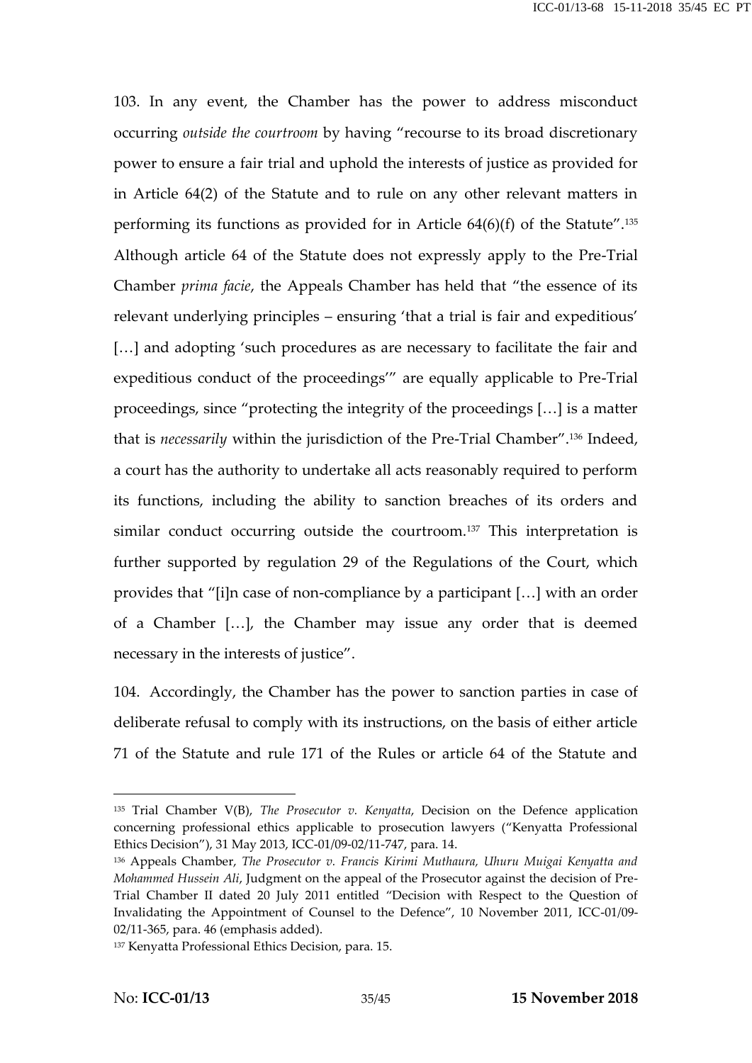103. In any event, the Chamber has the power to address misconduct occurring *outside the courtroom* by having "recourse to its broad discretionary power to ensure a fair trial and uphold the interests of justice as provided for in Article 64(2) of the Statute and to rule on any other relevant matters in performing its functions as provided for in Article 64(6)(f) of the Statute".[135] Although article 64 of the Statute does not expressly apply to the Pre-Trial Chamber *prima facie*, the Appeals Chamber has held that "the essence of its relevant underlying principles – ensuring 'that a trial is fair and expeditious' […] and adopting 'such procedures as are necessary to facilitate the fair and expeditious conduct of the proceedings'" are equally applicable to Pre-Trial proceedings, since "protecting the integrity of the proceedings […] is a matter that is *necessarily* within the jurisdiction of the Pre-Trial Chamber".[136] Indeed, a court has the authority to undertake all acts reasonably required to perform its functions, including the ability to sanction breaches of its orders and similar conduct occurring outside the courtroom.[137] This interpretation is further supported by regulation 29 of the Regulations of the Court, which provides that "[i]n case of non-compliance by a participant […] with an order of a Chamber […], the Chamber may issue any order that is deemed necessary in the interests of justice".

104. Accordingly, the Chamber has the power to sanction parties in case of deliberate refusal to comply with its instructions, on the basis of either article 71 of the Statute and rule 171 of the Rules or article 64 of the Statute and

---

[135] Trial Chamber V(B), *The Prosecutor v. Kenyatta*, Decision on the Defence application concerning professional ethics applicable to prosecution lawyers ("Kenyatta Professional Ethics Decision"), 31 May 2013, ICC-01/09-02/11-747, para. 14.

[136] Appeals Chamber, *The Prosecutor v. Francis Kirimi Muthaura, Uhuru Muigai Kenyatta and Mohammed Hussein Ali*, Judgment on the appeal of the Prosecutor against the decision of Pre-Trial Chamber II dated 20 July 2011 entitled "Decision with Respect to the Question of Invalidating the Appointment of Counsel to the Defence", 10 November 2011, ICC-01/09-02/11-365, para. 46 (emphasis added).

[137] Kenyatta Professional Ethics Decision, para. 15.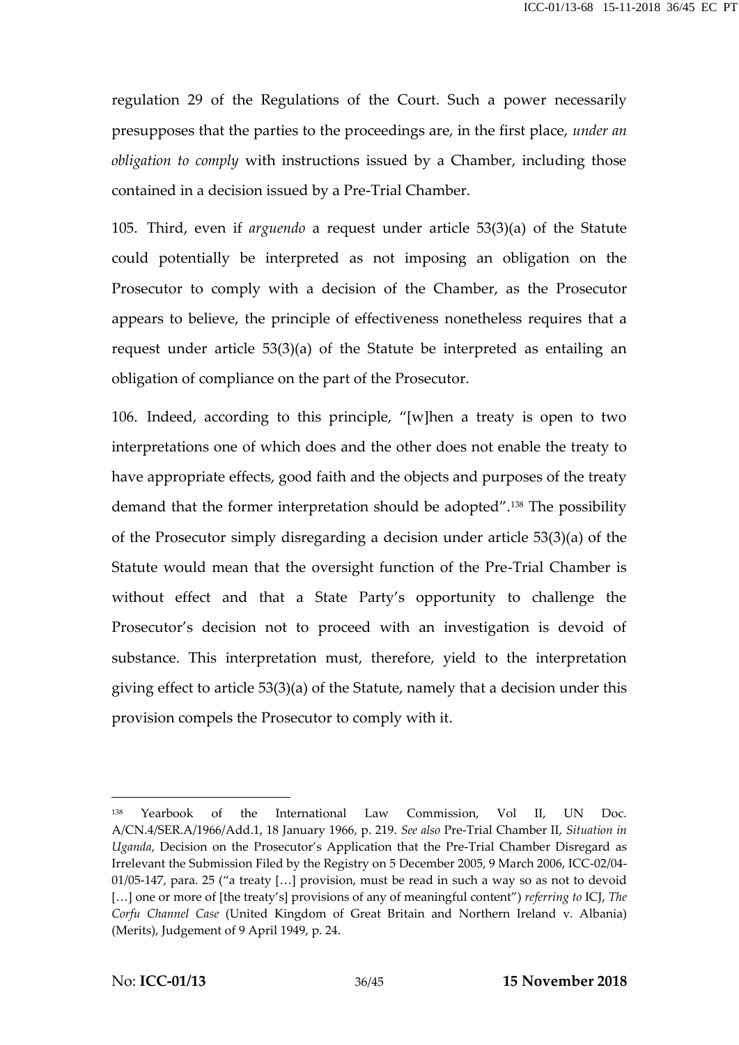regulation 29 of the Regulations of the Court. Such a power necessarily presupposes that the parties to the proceedings are, in the first place, *under an obligation to comply* with instructions issued by a Chamber, including those contained in a decision issued by a Pre-Trial Chamber.

105. Third, even if *arguendo* a request under article 53(3)(a) of the Statute could potentially be interpreted as not imposing an obligation on the Prosecutor to comply with a decision of the Chamber, as the Prosecutor appears to believe, the principle of effectiveness nonetheless requires that a request under article 53(3)(a) of the Statute be interpreted as entailing an obligation of compliance on the part of the Prosecutor.

106. Indeed, according to this principle, "[w]hen a treaty is open to two interpretations one of which does and the other does not enable the treaty to have appropriate effects, good faith and the objects and purposes of the treaty demand that the former interpretation should be adopted".[138] The possibility of the Prosecutor simply disregarding a decision under article 53(3)(a) of the Statute would mean that the oversight function of the Pre-Trial Chamber is without effect and that a State Party's opportunity to challenge the Prosecutor's decision not to proceed with an investigation is devoid of substance. This interpretation must, therefore, yield to the interpretation giving effect to article 53(3)(a) of the Statute, namely that a decision under this provision compels the Prosecutor to comply with it.

---

[138] Yearbook of the International Law Commission, Vol II, UN Doc. A/CN.4/SER.A/1966/Add.1, 18 January 1966, p. 219. *See also* Pre-Trial Chamber II, *Situation in Uganda*, Decision on the Prosecutor's Application that the Pre-Trial Chamber Disregard as Irrelevant the Submission Filed by the Registry on 5 December 2005, 9 March 2006, ICC-02/04-01/05-147, para. 25 ("a treaty […] provision, must be read in such a way so as not to devoid […] one or more of [the treaty's] provisions of any of meaningful content") *referring to* ICJ, *The Corfu Channel Case* (United Kingdom of Great Britain and Northern Ireland v. Albania) (Merits), Judgement of 9 April 1949, p. 24.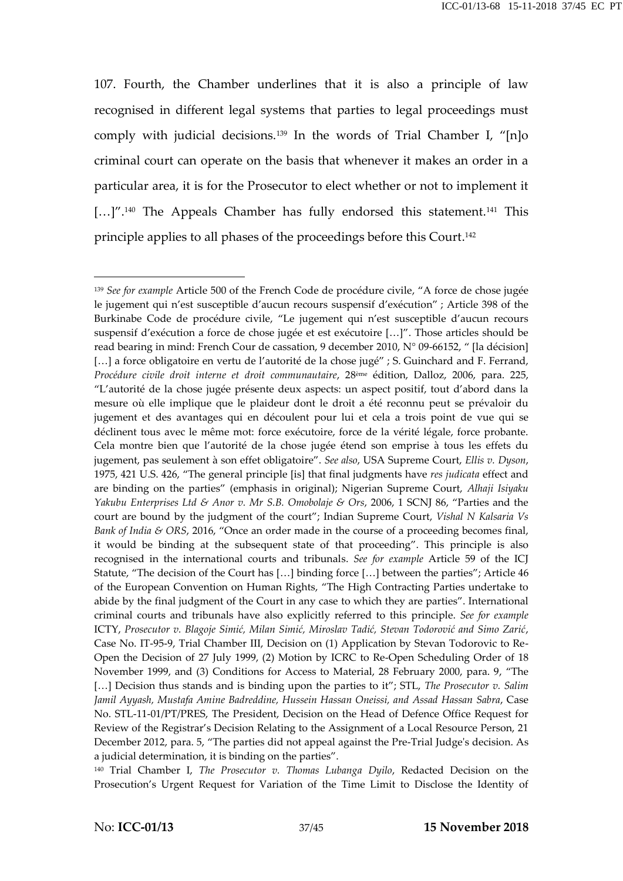107. Fourth, the Chamber underlines that it is also a principle of law recognised in different legal systems that parties to legal proceedings must comply with judicial decisions.[139] In the words of Trial Chamber I, "[n]o criminal court can operate on the basis that whenever it makes an order in a particular area, it is for the Prosecutor to elect whether or not to implement it […]".[140] The Appeals Chamber has fully endorsed this statement.[141] This principle applies to all phases of the proceedings before this Court.[142]

---

[139] *See for example* Article 500 of the French Code de procédure civile, "A force de chose jugée le jugement qui n'est susceptible d'aucun recours suspensif d'exécution" ; Article 398 of the Burkinabe Code de procédure civile, "Le jugement qui n'est susceptible d'aucun recours suspensif d'exécution a force de chose jugée et est exécutoire […]". Those articles should be read bearing in mind: French Cour de cassation, 9 december 2010, N° 09-66152, " [la décision] […] a force obligatoire en vertu de l'autorité de la chose jugé" ; S. Guinchard and F. Ferrand, *Procédure civile droit interne et droit communautaire*, 28ème édition, Dalloz, 2006, para. 225, "L'autorité de la chose jugée présente deux aspects: un aspect positif, tout d'abord dans la mesure où elle implique que le plaideur dont le droit a été reconnu peut se prévaloir du jugement et des avantages qui en découlent pour lui et cela a trois point de vue qui se déclinent tous avec le même mot: force exécutoire, force de la vérité légale, force probante. Cela montre bien que l'autorité de la chose jugée étend son emprise à tous les effets du jugement, pas seulement à son effet obligatoire". *See also*, USA Supreme Court, *Ellis v. Dyson*, 1975, 421 U.S. 426, "The general principle [is] that final judgments have *res judicata* effect and are binding on the parties" (emphasis in original); Nigerian Supreme Court, *Alhaji Isiyaku Yakubu Enterprises Ltd & Anor v. Mr S.B. Omobolaje & Ors*, 2006, 1 SCNJ 86, "Parties and the court are bound by the judgment of the court"; Indian Supreme Court, *Vishal N Kalsaria Vs Bank of India & ORS*, 2016, "Once an order made in the course of a proceeding becomes final, it would be binding at the subsequent state of that proceeding". This principle is also recognised in the international courts and tribunals. *See for example* Article 59 of the ICJ Statute, "The decision of the Court has […] binding force […] between the parties"; Article 46 of the European Convention on Human Rights, "The High Contracting Parties undertake to abide by the final judgment of the Court in any case to which they are parties". International criminal courts and tribunals have also explicitly referred to this principle. *See for example* ICTY, *Prosecutor v. Blagoje Simić, Milan Simić, Miroslav Tadić, Stevan Todorović and Simo Zarić*, Case No. IT-95-9, Trial Chamber III, Decision on (1) Application by Stevan Todorovic to Re-Open the Decision of 27 July 1999, (2) Motion by ICRC to Re-Open Scheduling Order of 18 November 1999, and (3) Conditions for Access to Material, 28 February 2000, para. 9, "The […] Decision thus stands and is binding upon the parties to it"; STL, *The Prosecutor v. Salim Jamil Ayyash, Mustafa Amine Badreddine, Hussein Hassan Oneissi, and Assad Hassan Sabra*, Case No. STL-11-01/PT/PRES, The President, Decision on the Head of Defence Office Request for Review of the Registrar's Decision Relating to the Assignment of a Local Resource Person, 21 December 2012, para. 5, "The parties did not appeal against the Pre-Trial Judge's decision. As a judicial determination, it is binding on the parties".

[140] Trial Chamber I, *The Prosecutor v. Thomas Lubanga Dyilo*, Redacted Decision on the Prosecution's Urgent Request for Variation of the Time Limit to Disclose the Identity of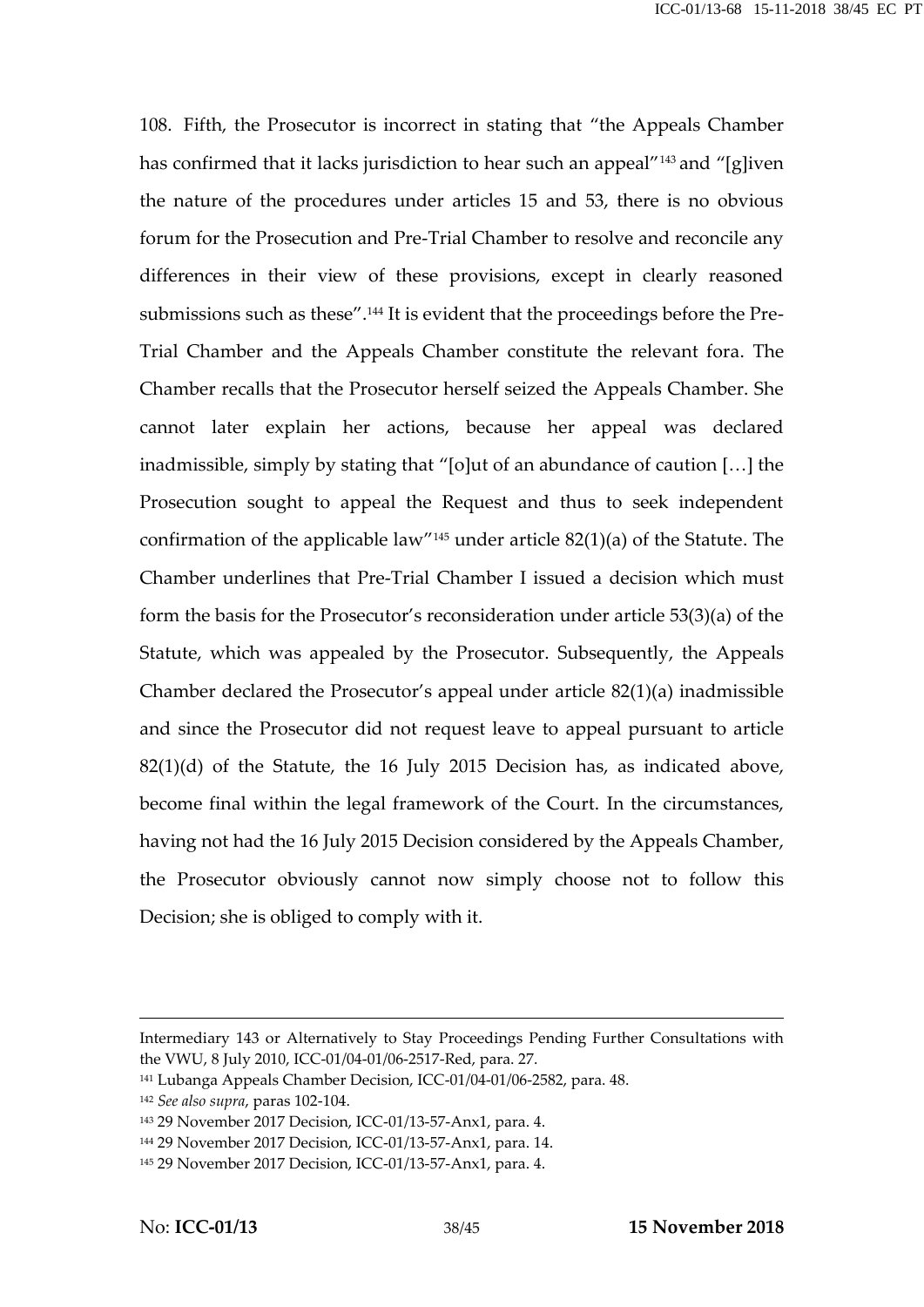108. Fifth, the Prosecutor is incorrect in stating that "the Appeals Chamber has confirmed that it lacks jurisdiction to hear such an appeal"[143] and "[g]iven the nature of the procedures under articles 15 and 53, there is no obvious forum for the Prosecution and Pre-Trial Chamber to resolve and reconcile any differences in their view of these provisions, except in clearly reasoned submissions such as these".[144] It is evident that the proceedings before the Pre-Trial Chamber and the Appeals Chamber constitute the relevant fora. The Chamber recalls that the Prosecutor herself seized the Appeals Chamber. She cannot later explain her actions, because her appeal was declared inadmissible, simply by stating that "[o]ut of an abundance of caution […] the Prosecution sought to appeal the Request and thus to seek independent confirmation of the applicable law"[145] under article 82(1)(a) of the Statute. The Chamber underlines that Pre-Trial Chamber I issued a decision which must form the basis for the Prosecutor's reconsideration under article 53(3)(a) of the Statute, which was appealed by the Prosecutor. Subsequently, the Appeals Chamber declared the Prosecutor's appeal under article 82(1)(a) inadmissible and since the Prosecutor did not request leave to appeal pursuant to article 82(1)(d) of the Statute, the 16 July 2015 Decision has, as indicated above, become final within the legal framework of the Court. In the circumstances, having not had the 16 July 2015 Decision considered by the Appeals Chamber, the Prosecutor obviously cannot now simply choose not to follow this Decision; she is obliged to comply with it.

---

Intermediary 143 or Alternatively to Stay Proceedings Pending Further Consultations with the VWU, 8 July 2010, ICC-01/04-01/06-2517-Red, para. 27.

[141] Lubanga Appeals Chamber Decision, ICC-01/04-01/06-2582, para. 48.

[142] *See also supra*, paras 102-104.

[143] 29 November 2017 Decision, ICC-01/13-57-Anx1, para. 4.

[144] 29 November 2017 Decision, ICC-01/13-57-Anx1, para. 14.

[145] 29 November 2017 Decision, ICC-01/13-57-Anx1, para. 4.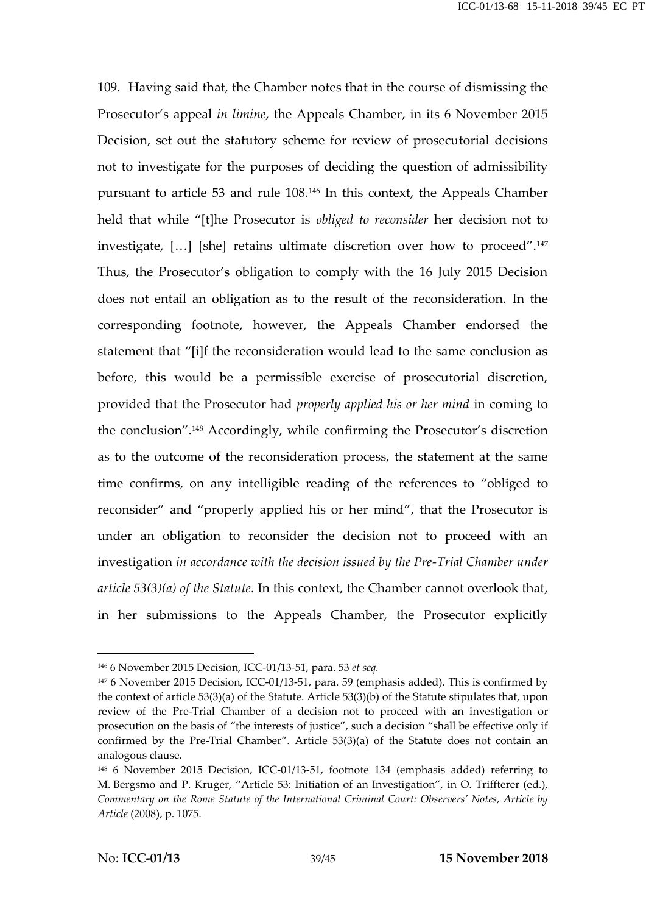109. Having said that, the Chamber notes that in the course of dismissing the Prosecutor's appeal *in limine*, the Appeals Chamber, in its 6 November 2015 Decision, set out the statutory scheme for review of prosecutorial decisions not to investigate for the purposes of deciding the question of admissibility pursuant to article 53 and rule 108.[146] In this context, the Appeals Chamber held that while "[t]he Prosecutor is *obliged to reconsider* her decision not to investigate, […] [she] retains ultimate discretion over how to proceed".[147] Thus, the Prosecutor's obligation to comply with the 16 July 2015 Decision does not entail an obligation as to the result of the reconsideration. In the corresponding footnote, however, the Appeals Chamber endorsed the statement that "[i]f the reconsideration would lead to the same conclusion as before, this would be a permissible exercise of prosecutorial discretion, provided that the Prosecutor had *properly applied his or her mind* in coming to the conclusion".[148] Accordingly, while confirming the Prosecutor's discretion as to the outcome of the reconsideration process, the statement at the same time confirms, on any intelligible reading of the references to "obliged to reconsider" and "properly applied his or her mind", that the Prosecutor is under an obligation to reconsider the decision not to proceed with an investigation *in accordance with the decision issued by the Pre-Trial Chamber under article 53(3)(a) of the Statute*. In this context, the Chamber cannot overlook that, in her submissions to the Appeals Chamber, the Prosecutor explicitly

---

[146] 6 November 2015 Decision, ICC-01/13-51, para. 53 *et seq.*

[147] 6 November 2015 Decision, ICC-01/13-51, para. 59 (emphasis added). This is confirmed by the context of article 53(3)(a) of the Statute. Article 53(3)(b) of the Statute stipulates that, upon review of the Pre-Trial Chamber of a decision not to proceed with an investigation or prosecution on the basis of "the interests of justice", such a decision "shall be effective only if confirmed by the Pre-Trial Chamber". Article 53(3)(a) of the Statute does not contain an analogous clause.

[148] 6 November 2015 Decision, ICC-01/13-51, footnote 134 (emphasis added) referring to M. Bergsmo and P. Kruger, "Article 53: Initiation of an Investigation", in O. Triffterer (ed.), *Commentary on the Rome Statute of the International Criminal Court: Observers' Notes, Article by Article* (2008), p. 1075.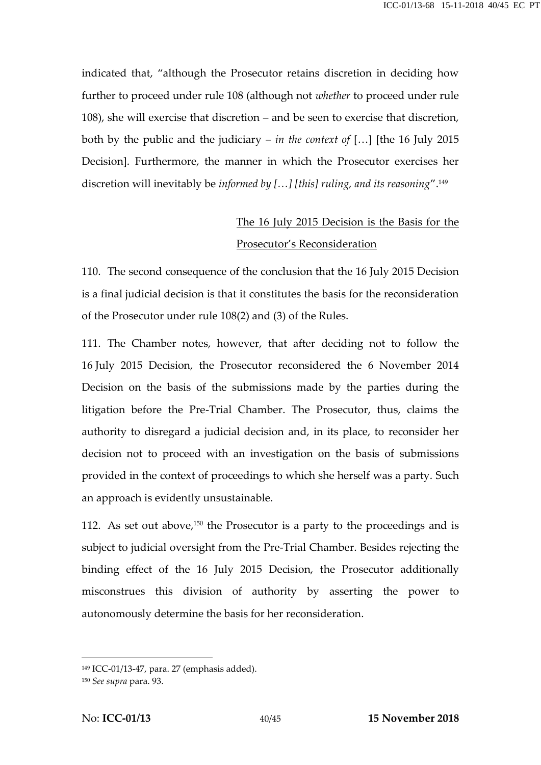indicated that, "although the Prosecutor retains discretion in deciding how further to proceed under rule 108 (although not *whether* to proceed under rule 108), she will exercise that discretion – and be seen to exercise that discretion, both by the public and the judiciary – *in the context of* […] [the 16 July 2015 Decision]. Furthermore, the manner in which the Prosecutor exercises her discretion will inevitably be *informed by […] [this] ruling, and its reasoning*".[149]

<u>The 16 July 2015 Decision is the Basis for the Prosecutor's Reconsideration</u>

110. The second consequence of the conclusion that the 16 July 2015 Decision is a final judicial decision is that it constitutes the basis for the reconsideration of the Prosecutor under rule 108(2) and (3) of the Rules.

111. The Chamber notes, however, that after deciding not to follow the 16 July 2015 Decision, the Prosecutor reconsidered the 6 November 2014 Decision on the basis of the submissions made by the parties during the litigation before the Pre-Trial Chamber. The Prosecutor, thus, claims the authority to disregard a judicial decision and, in its place, to reconsider her decision not to proceed with an investigation on the basis of submissions provided in the context of proceedings to which she herself was a party. Such an approach is evidently unsustainable.

112. As set out above,[150] the Prosecutor is a party to the proceedings and is subject to judicial oversight from the Pre-Trial Chamber. Besides rejecting the binding effect of the 16 July 2015 Decision, the Prosecutor additionally misconstrues this division of authority by asserting the power to autonomously determine the basis for her reconsideration.

---

[149] ICC-01/13-47, para. 27 (emphasis added).

[150] *See supra* para. 93.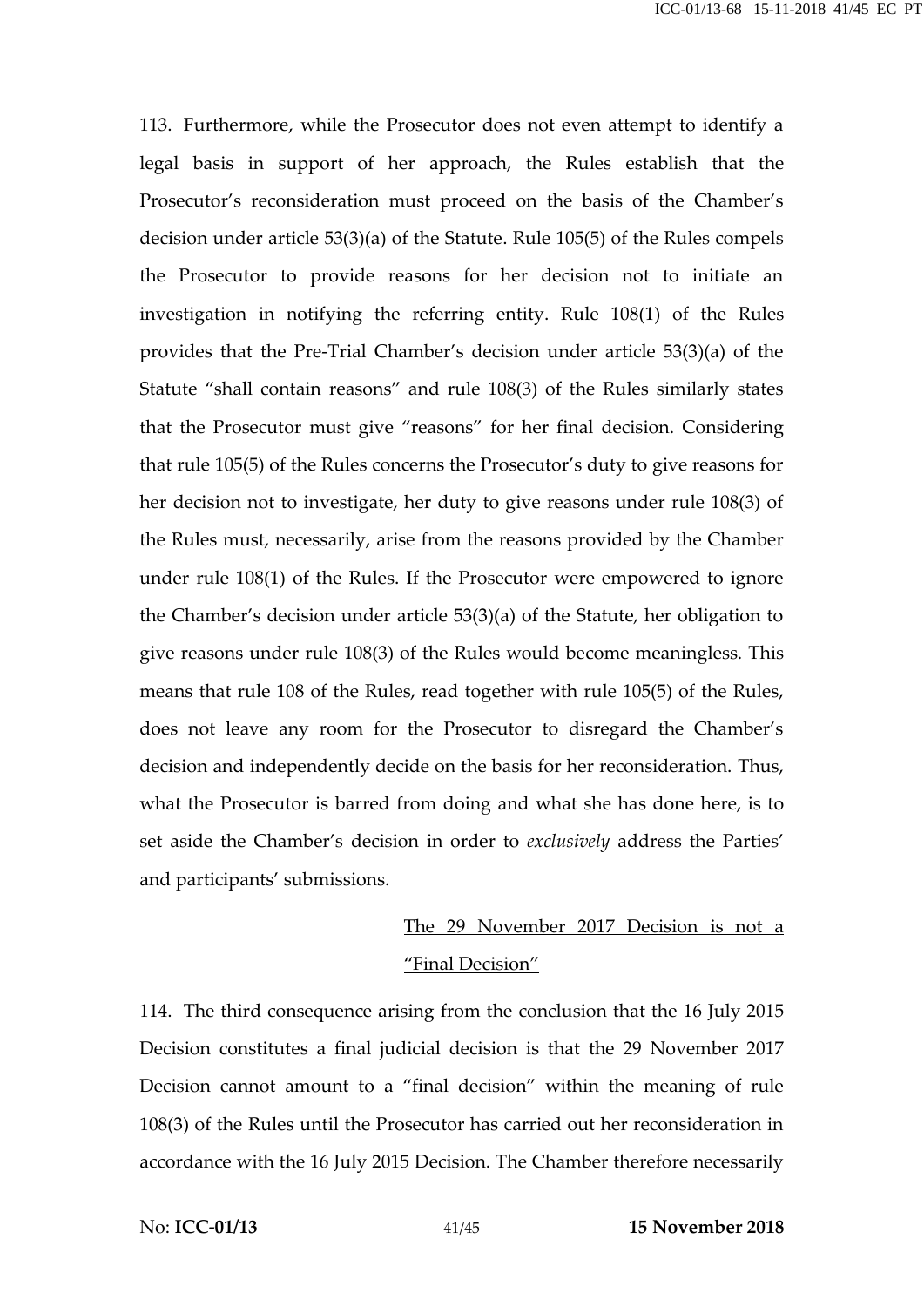113. Furthermore, while the Prosecutor does not even attempt to identify a legal basis in support of her approach, the Rules establish that the Prosecutor's reconsideration must proceed on the basis of the Chamber's decision under article 53(3)(a) of the Statute. Rule 105(5) of the Rules compels the Prosecutor to provide reasons for her decision not to initiate an investigation in notifying the referring entity. Rule 108(1) of the Rules provides that the Pre-Trial Chamber's decision under article 53(3)(a) of the Statute "shall contain reasons" and rule 108(3) of the Rules similarly states that the Prosecutor must give "reasons" for her final decision. Considering that rule 105(5) of the Rules concerns the Prosecutor's duty to give reasons for her decision not to investigate, her duty to give reasons under rule 108(3) of the Rules must, necessarily, arise from the reasons provided by the Chamber under rule 108(1) of the Rules. If the Prosecutor were empowered to ignore the Chamber's decision under article 53(3)(a) of the Statute, her obligation to give reasons under rule 108(3) of the Rules would become meaningless. This means that rule 108 of the Rules, read together with rule 105(5) of the Rules, does not leave any room for the Prosecutor to disregard the Chamber's decision and independently decide on the basis for her reconsideration. Thus, what the Prosecutor is barred from doing and what she has done here, is to set aside the Chamber's decision in order to *exclusively* address the Parties' and participants' submissions.

<u>The 29 November 2017 Decision is not a "Final Decision"</u>

114. The third consequence arising from the conclusion that the 16 July 2015 Decision constitutes a final judicial decision is that the 29 November 2017 Decision cannot amount to a "final decision" within the meaning of rule 108(3) of the Rules until the Prosecutor has carried out her reconsideration in accordance with the 16 July 2015 Decision. The Chamber therefore necessarily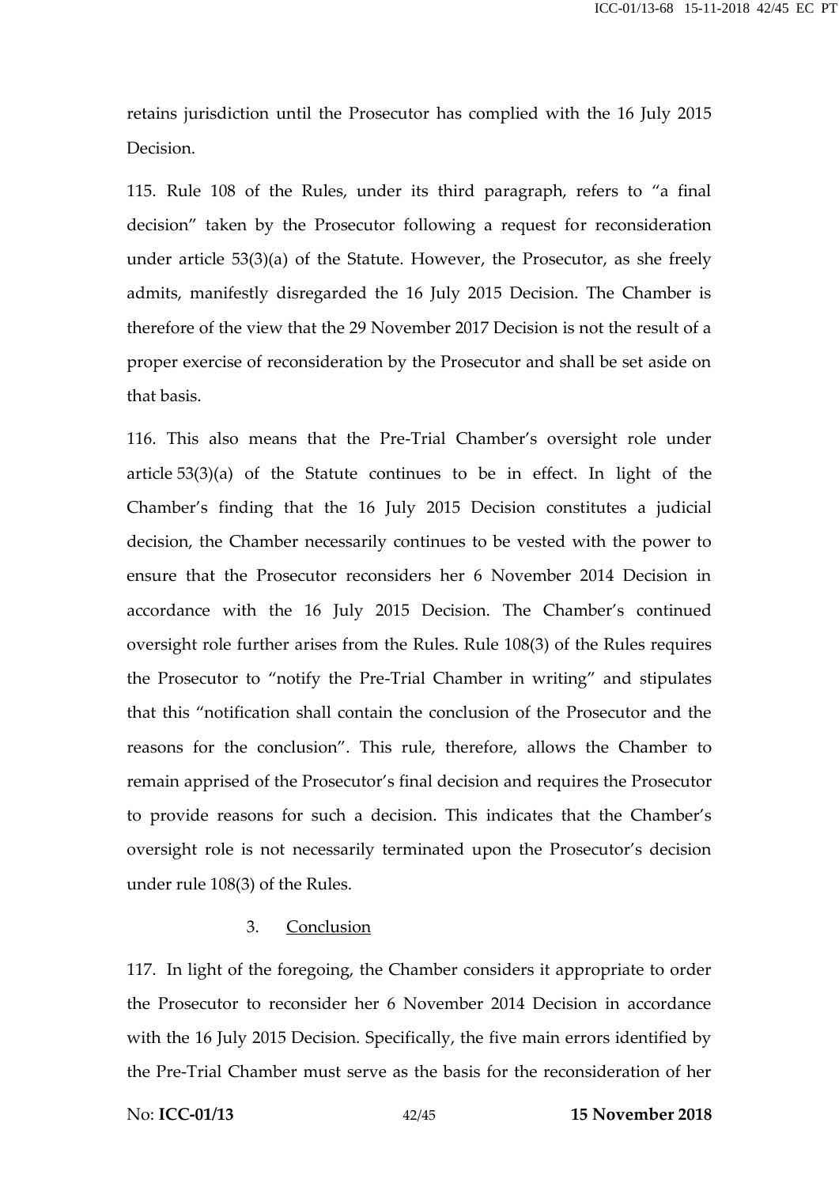retains jurisdiction until the Prosecutor has complied with the 16 July 2015 Decision.

115. Rule 108 of the Rules, under its third paragraph, refers to "a final decision" taken by the Prosecutor following a request for reconsideration under article 53(3)(a) of the Statute. However, the Prosecutor, as she freely admits, manifestly disregarded the 16 July 2015 Decision. The Chamber is therefore of the view that the 29 November 2017 Decision is not the result of a proper exercise of reconsideration by the Prosecutor and shall be set aside on that basis.

116. This also means that the Pre-Trial Chamber's oversight role under article 53(3)(a) of the Statute continues to be in effect. In light of the Chamber's finding that the 16 July 2015 Decision constitutes a judicial decision, the Chamber necessarily continues to be vested with the power to ensure that the Prosecutor reconsiders her 6 November 2014 Decision in accordance with the 16 July 2015 Decision. The Chamber's continued oversight role further arises from the Rules. Rule 108(3) of the Rules requires the Prosecutor to "notify the Pre-Trial Chamber in writing" and stipulates that this "notification shall contain the conclusion of the Prosecutor and the reasons for the conclusion". This rule, therefore, allows the Chamber to remain apprised of the Prosecutor's final decision and requires the Prosecutor to provide reasons for such a decision. This indicates that the Chamber's oversight role is not necessarily terminated upon the Prosecutor's decision under rule 108(3) of the Rules.

### 3. Conclusion

117. In light of the foregoing, the Chamber considers it appropriate to order the Prosecutor to reconsider her 6 November 2014 Decision in accordance with the 16 July 2015 Decision. Specifically, the five main errors identified by the Pre-Trial Chamber must serve as the basis for the reconsideration of her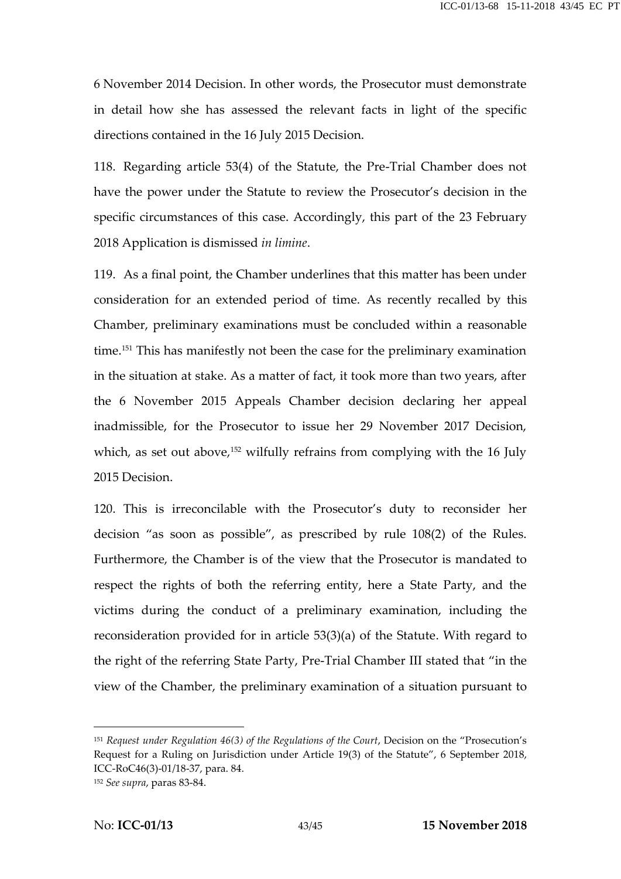6 November 2014 Decision. In other words, the Prosecutor must demonstrate in detail how she has assessed the relevant facts in light of the specific directions contained in the 16 July 2015 Decision.

118. Regarding article 53(4) of the Statute, the Pre-Trial Chamber does not have the power under the Statute to review the Prosecutor's decision in the specific circumstances of this case. Accordingly, this part of the 23 February 2018 Application is dismissed *in limine*.

119. As a final point, the Chamber underlines that this matter has been under consideration for an extended period of time. As recently recalled by this Chamber, preliminary examinations must be concluded within a reasonable time.[151] This has manifestly not been the case for the preliminary examination in the situation at stake. As a matter of fact, it took more than two years, after the 6 November 2015 Appeals Chamber decision declaring her appeal inadmissible, for the Prosecutor to issue her 29 November 2017 Decision, which, as set out above,[152] wilfully refrains from complying with the 16 July 2015 Decision.

120. This is irreconcilable with the Prosecutor's duty to reconsider her decision "as soon as possible", as prescribed by rule 108(2) of the Rules. Furthermore, the Chamber is of the view that the Prosecutor is mandated to respect the rights of both the referring entity, here a State Party, and the victims during the conduct of a preliminary examination, including the reconsideration provided for in article 53(3)(a) of the Statute. With regard to the right of the referring State Party, Pre-Trial Chamber III stated that "in the view of the Chamber, the preliminary examination of a situation pursuant to

---

[151] *Request under Regulation 46(3) of the Regulations of the Court*, Decision on the "Prosecution's Request for a Ruling on Jurisdiction under Article 19(3) of the Statute", 6 September 2018, ICC-RoC46(3)-01/18-37, para. 84.

[152] *See supra*, paras 83-84.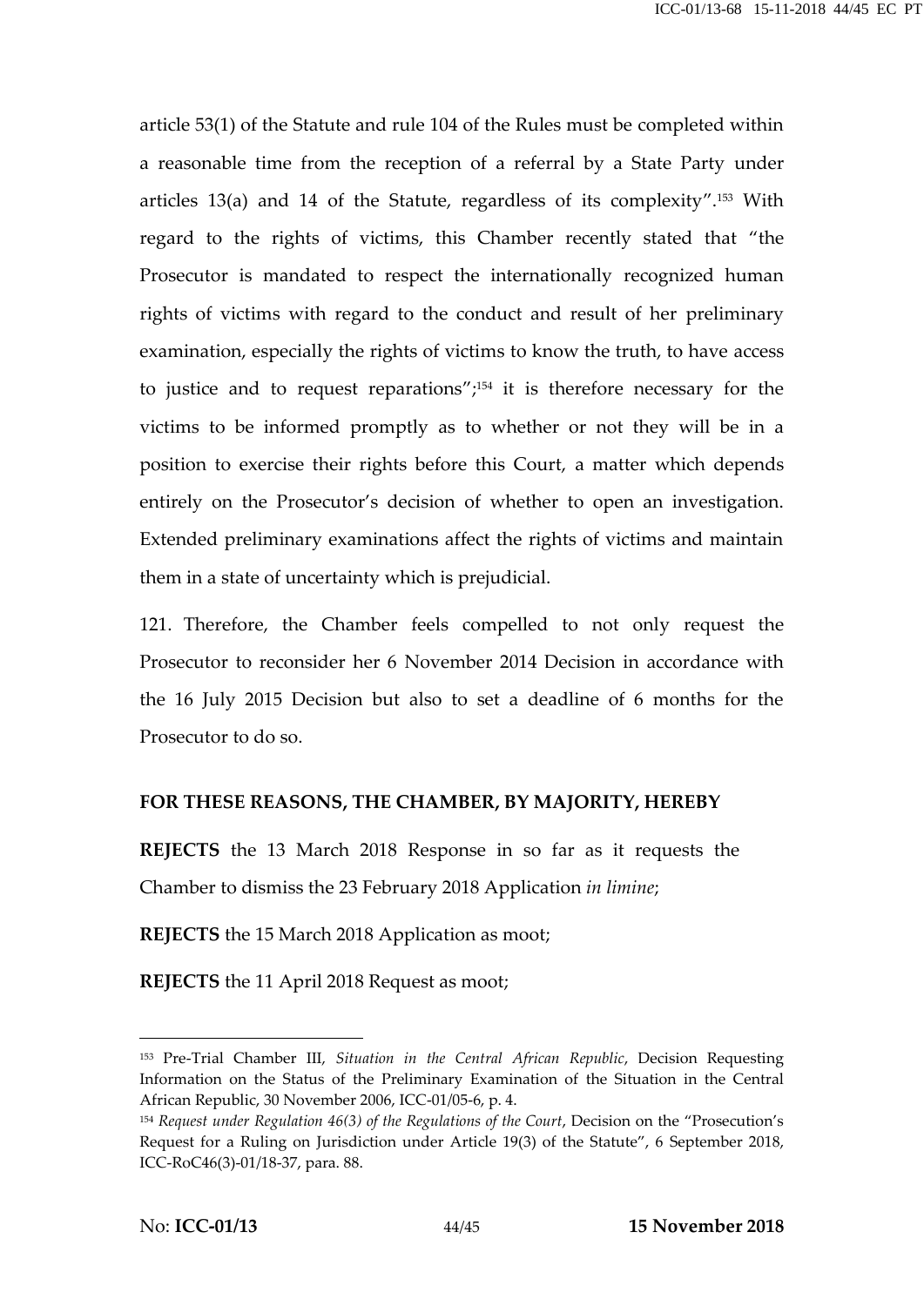article 53(1) of the Statute and rule 104 of the Rules must be completed within a reasonable time from the reception of a referral by a State Party under articles 13(a) and 14 of the Statute, regardless of its complexity".[153] With regard to the rights of victims, this Chamber recently stated that "the Prosecutor is mandated to respect the internationally recognized human rights of victims with regard to the conduct and result of her preliminary examination, especially the rights of victims to know the truth, to have access to justice and to request reparations";[154] it is therefore necessary for the victims to be informed promptly as to whether or not they will be in a position to exercise their rights before this Court, a matter which depends entirely on the Prosecutor's decision of whether to open an investigation. Extended preliminary examinations affect the rights of victims and maintain them in a state of uncertainty which is prejudicial.

121. Therefore, the Chamber feels compelled to not only request the Prosecutor to reconsider her 6 November 2014 Decision in accordance with the 16 July 2015 Decision but also to set a deadline of 6 months for the Prosecutor to do so.

**FOR THESE REASONS, THE CHAMBER, BY MAJORITY, HEREBY**

**REJECTS** the 13 March 2018 Response in so far as it requests the Chamber to dismiss the 23 February 2018 Application *in limine*;

**REJECTS** the 15 March 2018 Application as moot;

**REJECTS** the 11 April 2018 Request as moot;

---

[153] Pre-Trial Chamber III, *Situation in the Central African Republic*, Decision Requesting Information on the Status of the Preliminary Examination of the Situation in the Central African Republic, 30 November 2006, ICC-01/05-6, p. 4.

[154] *Request under Regulation 46(3) of the Regulations of the Court*, Decision on the "Prosecution's Request for a Ruling on Jurisdiction under Article 19(3) of the Statute", 6 September 2018, ICC-RoC46(3)-01/18-37, para. 88.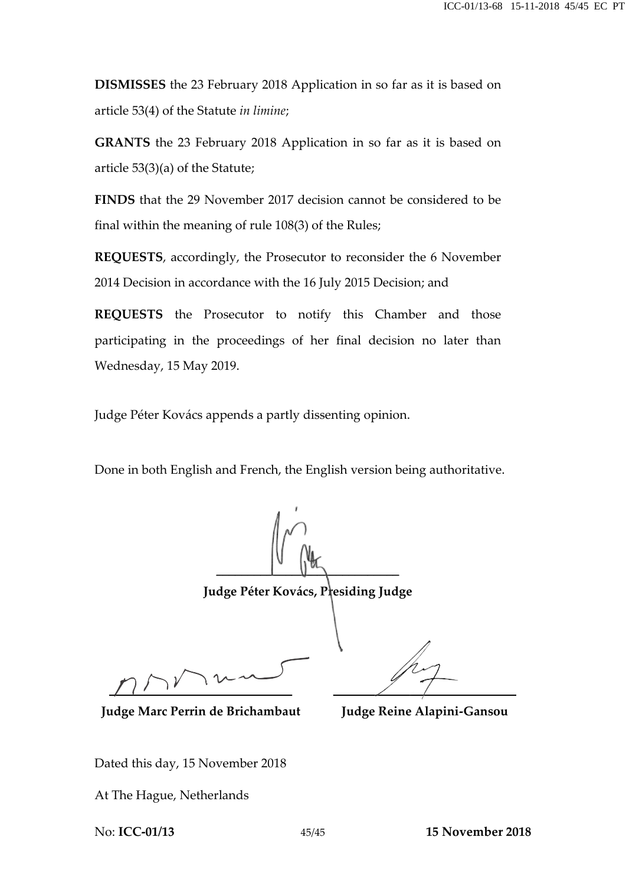**DISMISSES** the 23 February 2018 Application in so far as it is based on article 53(4) of the Statute *in limine*;

**GRANTS** the 23 February 2018 Application in so far as it is based on article 53(3)(a) of the Statute;

**FINDS** that the 29 November 2017 decision cannot be considered to be final within the meaning of rule 108(3) of the Rules;

**REQUESTS**, accordingly, the Prosecutor to reconsider the 6 November 2014 Decision in accordance with the 16 July 2015 Decision; and

**REQUESTS** the Prosecutor to notify this Chamber and those participating in the proceedings of her final decision no later than Wednesday, 15 May 2019.

Judge Péter Kovács appends a partly dissenting opinion.

Done in both English and French, the English version being authoritative.

**Judge Péter Kovács, Presiding Judge**

**Judge Marc Perrin de Brichambaut** | **Judge Reine Alapini-Gansou**

Dated this day, 15 November 2018

At The Hague, Netherlands